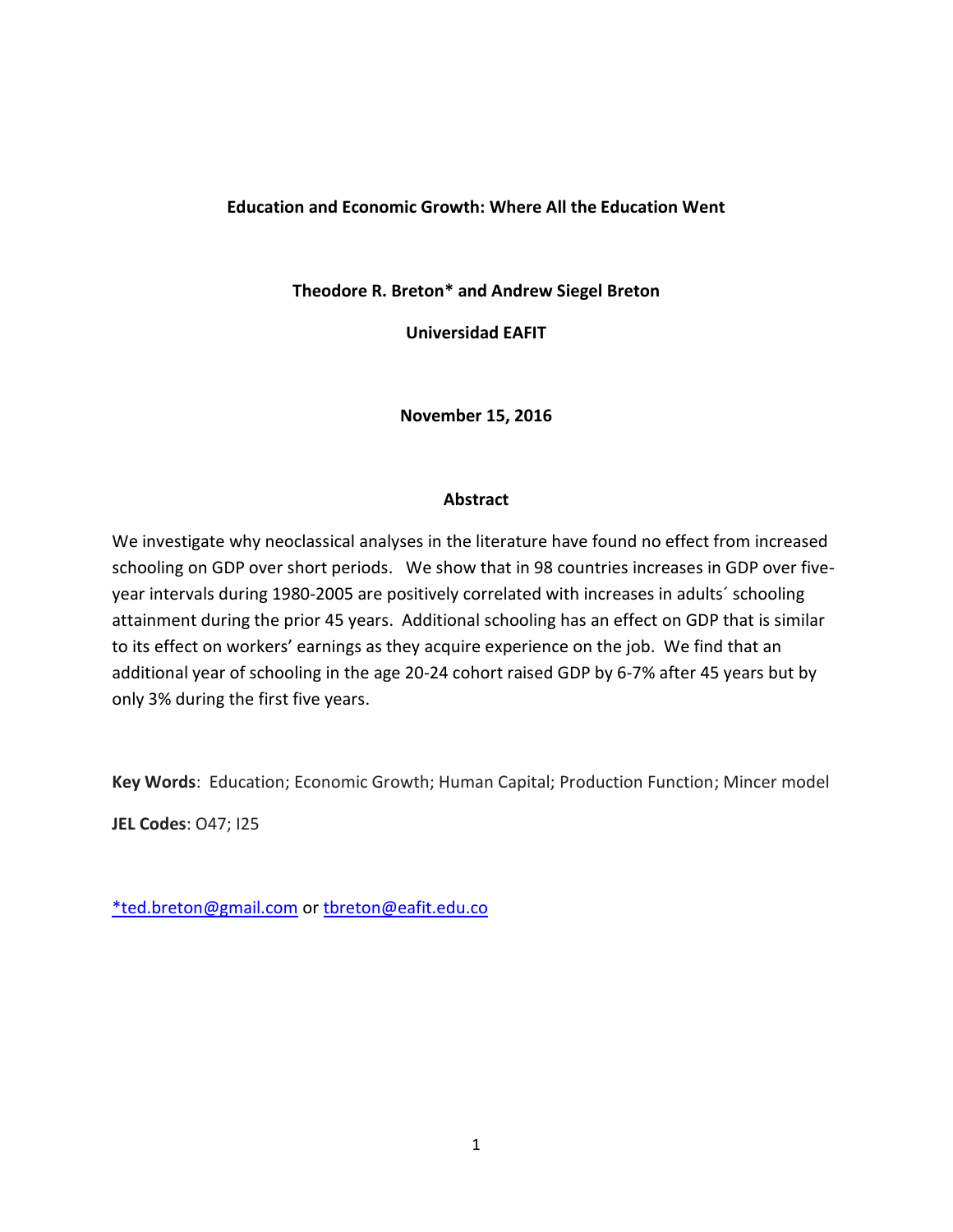# Education and Economic Growth: Where All the Education Went

**Theodore R. Breton* and Andrew Siegel Breton**

**Universidad EAFIT**

**November 15, 2016**

## Abstract

We investigate why neoclassical analyses in the literature have found no effect from increased schooling on GDP over short periods. We show that in 98 countries increases in GDP over five-year intervals during 1980-2005 are positively correlated with increases in adults´ schooling attainment during the prior 45 years. Additional schooling has an effect on GDP that is similar to its effect on workers' earnings as they acquire experience on the job. We find that an additional year of schooling in the age 20-24 cohort raised GDP by 6-7% after 45 years but by only 3% during the first five years.

**Key Words**: Education; Economic Growth; Human Capital; Production Function; Mincer model

**JEL Codes**: O47; I25

*ted.breton@gmail.com or tbreton@eafit.edu.co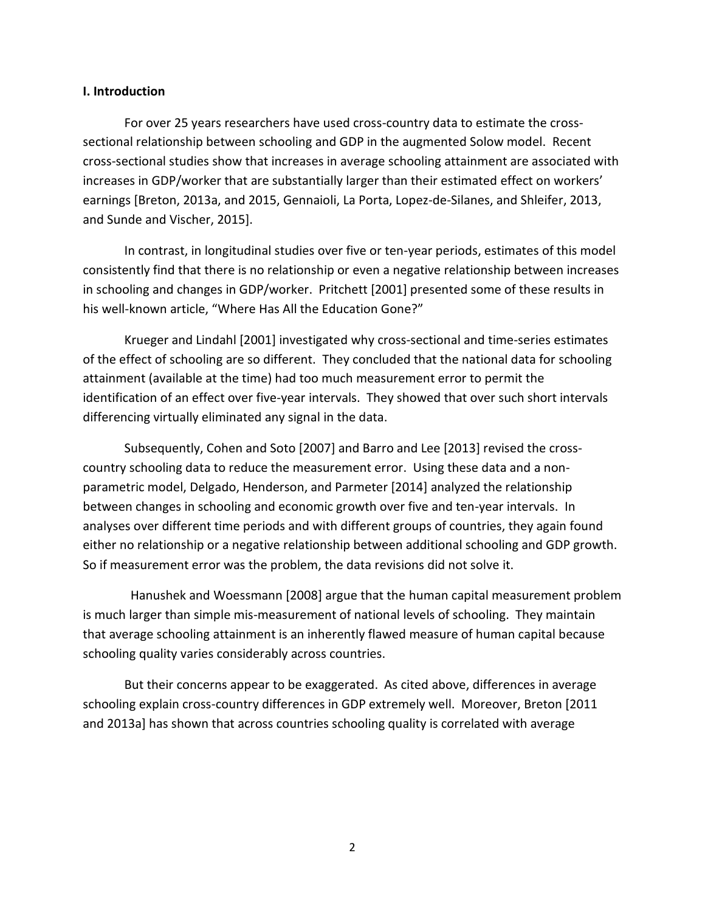**I. Introduction**

For over 25 years researchers have used cross-country data to estimate the cross-sectional relationship between schooling and GDP in the augmented Solow model. Recent cross-sectional studies show that increases in average schooling attainment are associated with increases in GDP/worker that are substantially larger than their estimated effect on workers' earnings [Breton, 2013a, and 2015, Gennaioli, La Porta, Lopez-de-Silanes, and Shleifer, 2013, and Sunde and Vischer, 2015].

In contrast, in longitudinal studies over five or ten-year periods, estimates of this model consistently find that there is no relationship or even a negative relationship between increases in schooling and changes in GDP/worker. Pritchett [2001] presented some of these results in his well-known article, "Where Has All the Education Gone?"

Krueger and Lindahl [2001] investigated why cross-sectional and time-series estimates of the effect of schooling are so different. They concluded that the national data for schooling attainment (available at the time) had too much measurement error to permit the identification of an effect over five-year intervals. They showed that over such short intervals differencing virtually eliminated any signal in the data.

Subsequently, Cohen and Soto [2007] and Barro and Lee [2013] revised the cross-country schooling data to reduce the measurement error. Using these data and a non-parametric model, Delgado, Henderson, and Parmeter [2014] analyzed the relationship between changes in schooling and economic growth over five and ten-year intervals. In analyses over different time periods and with different groups of countries, they again found either no relationship or a negative relationship between additional schooling and GDP growth. So if measurement error was the problem, the data revisions did not solve it.

Hanushek and Woessmann [2008] argue that the human capital measurement problem is much larger than simple mis-measurement of national levels of schooling. They maintain that average schooling attainment is an inherently flawed measure of human capital because schooling quality varies considerably across countries.

But their concerns appear to be exaggerated. As cited above, differences in average schooling explain cross-country differences in GDP extremely well. Moreover, Breton [2011 and 2013a] has shown that across countries schooling quality is correlated with average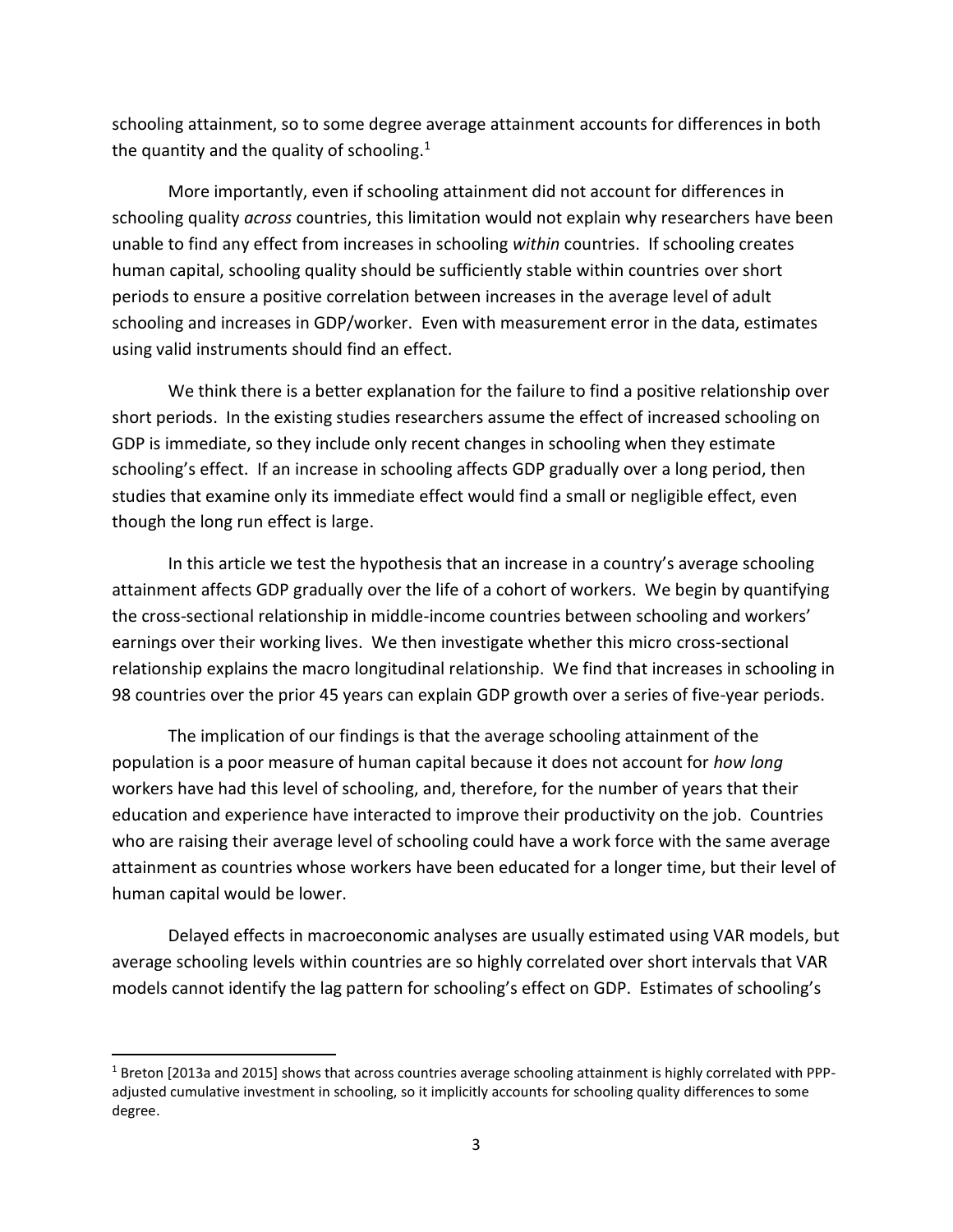schooling attainment, so to some degree average attainment accounts for differences in both the quantity and the quality of schooling.[1]

More importantly, even if schooling attainment did not account for differences in schooling quality *across* countries, this limitation would not explain why researchers have been unable to find any effect from increases in schooling *within* countries. If schooling creates human capital, schooling quality should be sufficiently stable within countries over short periods to ensure a positive correlation between increases in the average level of adult schooling and increases in GDP/worker. Even with measurement error in the data, estimates using valid instruments should find an effect.

We think there is a better explanation for the failure to find a positive relationship over short periods. In the existing studies researchers assume the effect of increased schooling on GDP is immediate, so they include only recent changes in schooling when they estimate schooling's effect. If an increase in schooling affects GDP gradually over a long period, then studies that examine only its immediate effect would find a small or negligible effect, even though the long run effect is large.

In this article we test the hypothesis that an increase in a country's average schooling attainment affects GDP gradually over the life of a cohort of workers. We begin by quantifying the cross-sectional relationship in middle-income countries between schooling and workers' earnings over their working lives. We then investigate whether this micro cross-sectional relationship explains the macro longitudinal relationship. We find that increases in schooling in 98 countries over the prior 45 years can explain GDP growth over a series of five-year periods.

The implication of our findings is that the average schooling attainment of the population is a poor measure of human capital because it does not account for *how long* workers have had this level of schooling, and, therefore, for the number of years that their education and experience have interacted to improve their productivity on the job. Countries who are raising their average level of schooling could have a work force with the same average attainment as countries whose workers have been educated for a longer time, but their level of human capital would be lower.

Delayed effects in macroeconomic analyses are usually estimated using VAR models, but average schooling levels within countries are so highly correlated over short intervals that VAR models cannot identify the lag pattern for schooling's effect on GDP. Estimates of schooling's

---

[1] Breton [2013a and 2015] shows that across countries average schooling attainment is highly correlated with PPP-adjusted cumulative investment in schooling, so it implicitly accounts for schooling quality differences to some degree.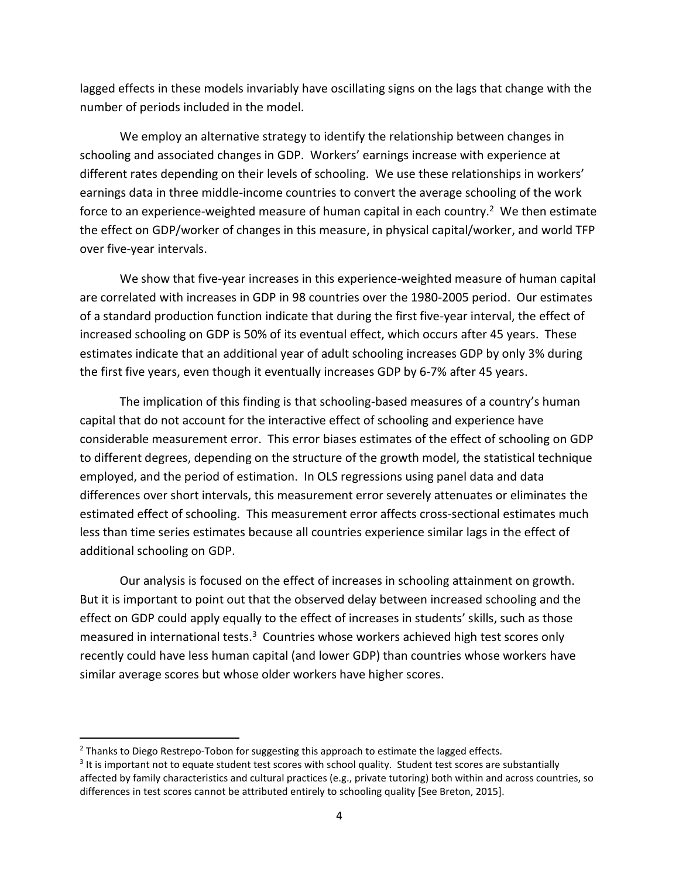lagged effects in these models invariably have oscillating signs on the lags that change with the number of periods included in the model.

We employ an alternative strategy to identify the relationship between changes in schooling and associated changes in GDP. Workers' earnings increase with experience at different rates depending on their levels of schooling. We use these relationships in workers' earnings data in three middle-income countries to convert the average schooling of the work force to an experience-weighted measure of human capital in each country.[2] We then estimate the effect on GDP/worker of changes in this measure, in physical capital/worker, and world TFP over five-year intervals.

We show that five-year increases in this experience-weighted measure of human capital are correlated with increases in GDP in 98 countries over the 1980-2005 period. Our estimates of a standard production function indicate that during the first five-year interval, the effect of increased schooling on GDP is 50% of its eventual effect, which occurs after 45 years. These estimates indicate that an additional year of adult schooling increases GDP by only 3% during the first five years, even though it eventually increases GDP by 6-7% after 45 years.

The implication of this finding is that schooling-based measures of a country's human capital that do not account for the interactive effect of schooling and experience have considerable measurement error. This error biases estimates of the effect of schooling on GDP to different degrees, depending on the structure of the growth model, the statistical technique employed, and the period of estimation. In OLS regressions using panel data and data differences over short intervals, this measurement error severely attenuates or eliminates the estimated effect of schooling. This measurement error affects cross-sectional estimates much less than time series estimates because all countries experience similar lags in the effect of additional schooling on GDP.

Our analysis is focused on the effect of increases in schooling attainment on growth. But it is important to point out that the observed delay between increased schooling and the effect on GDP could apply equally to the effect of increases in students' skills, such as those measured in international tests.[3] Countries whose workers achieved high test scores only recently could have less human capital (and lower GDP) than countries whose workers have similar average scores but whose older workers have higher scores.

---

[2] Thanks to Diego Restrepo-Tobon for suggesting this approach to estimate the lagged effects.

[3] It is important not to equate student test scores with school quality. Student test scores are substantially affected by family characteristics and cultural practices (e.g., private tutoring) both within and across countries, so differences in test scores cannot be attributed entirely to schooling quality [See Breton, 2015].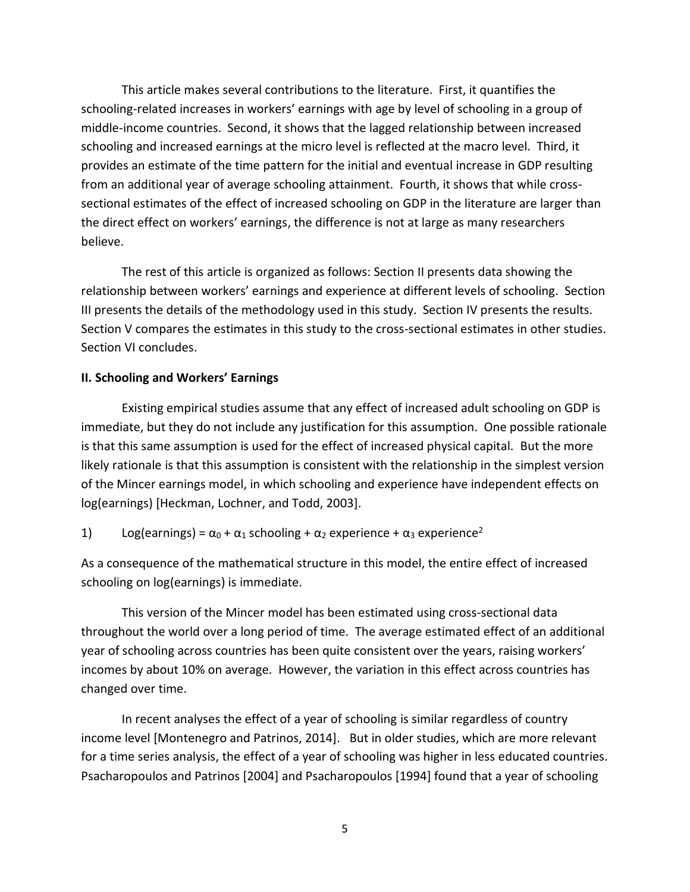This article makes several contributions to the literature. First, it quantifies the schooling-related increases in workers' earnings with age by level of schooling in a group of middle-income countries. Second, it shows that the lagged relationship between increased schooling and increased earnings at the micro level is reflected at the macro level. Third, it provides an estimate of the time pattern for the initial and eventual increase in GDP resulting from an additional year of average schooling attainment. Fourth, it shows that while cross-sectional estimates of the effect of increased schooling on GDP in the literature are larger than the direct effect on workers' earnings, the difference is not at large as many researchers believe.

The rest of this article is organized as follows: Section II presents data showing the relationship between workers' earnings and experience at different levels of schooling. Section III presents the details of the methodology used in this study. Section IV presents the results. Section V compares the estimates in this study to the cross-sectional estimates in other studies. Section VI concludes.

**II. Schooling and Workers' Earnings**

Existing empirical studies assume that any effect of increased adult schooling on GDP is immediate, but they do not include any justification for this assumption. One possible rationale is that this same assumption is used for the effect of increased physical capital. But the more likely rationale is that this assumption is consistent with the relationship in the simplest version of the Mincer earnings model, in which schooling and experience have independent effects on log(earnings) [Heckman, Lochner, and Todd, 2003].

1) $$\text{Log(earnings)} = \alpha_0 + \alpha_1 \text{ schooling} + \alpha_2 \text{ experience} + \alpha_3 \text{ experience}^2$$

As a consequence of the mathematical structure in this model, the entire effect of increased schooling on log(earnings) is immediate.

This version of the Mincer model has been estimated using cross-sectional data throughout the world over a long period of time. The average estimated effect of an additional year of schooling across countries has been quite consistent over the years, raising workers' incomes by about 10% on average. However, the variation in this effect across countries has changed over time.

In recent analyses the effect of a year of schooling is similar regardless of country income level [Montenegro and Patrinos, 2014]. But in older studies, which are more relevant for a time series analysis, the effect of a year of schooling was higher in less educated countries. Psacharopoulos and Patrinos [2004] and Psacharopoulos [1994] found that a year of schooling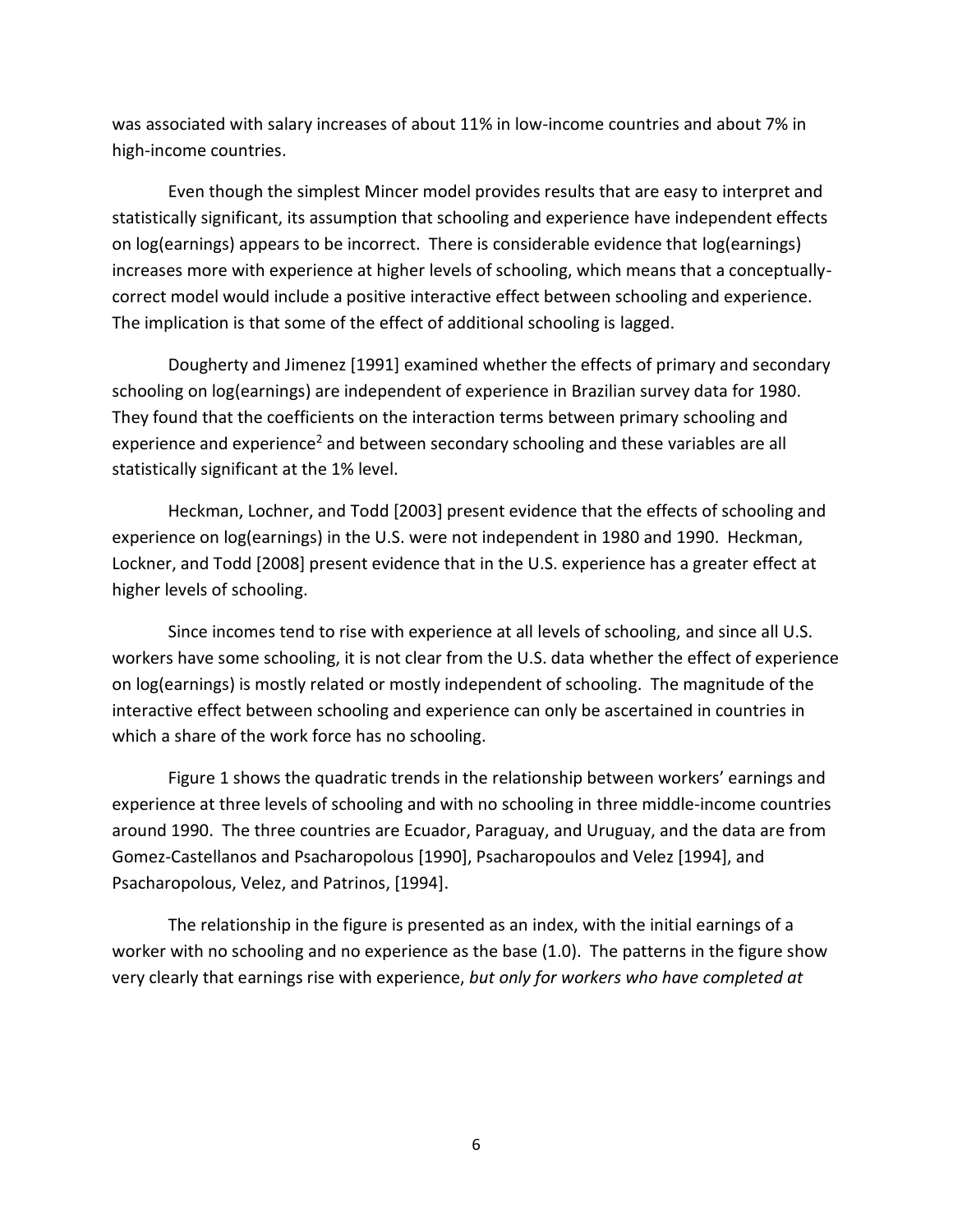was associated with salary increases of about 11% in low-income countries and about 7% in high-income countries.

Even though the simplest Mincer model provides results that are easy to interpret and statistically significant, its assumption that schooling and experience have independent effects on log(earnings) appears to be incorrect. There is considerable evidence that log(earnings) increases more with experience at higher levels of schooling, which means that a conceptually-correct model would include a positive interactive effect between schooling and experience. The implication is that some of the effect of additional schooling is lagged.

Dougherty and Jimenez [1991] examined whether the effects of primary and secondary schooling on log(earnings) are independent of experience in Brazilian survey data for 1980. They found that the coefficients on the interaction terms between primary schooling and experience and experience$^2$ and between secondary schooling and these variables are all statistically significant at the 1% level.

Heckman, Lochner, and Todd [2003] present evidence that the effects of schooling and experience on log(earnings) in the U.S. were not independent in 1980 and 1990. Heckman, Lockner, and Todd [2008] present evidence that in the U.S. experience has a greater effect at higher levels of schooling.

Since incomes tend to rise with experience at all levels of schooling, and since all U.S. workers have some schooling, it is not clear from the U.S. data whether the effect of experience on log(earnings) is mostly related or mostly independent of schooling. The magnitude of the interactive effect between schooling and experience can only be ascertained in countries in which a share of the work force has no schooling.

Figure 1 shows the quadratic trends in the relationship between workers' earnings and experience at three levels of schooling and with no schooling in three middle-income countries around 1990. The three countries are Ecuador, Paraguay, and Uruguay, and the data are from Gomez-Castellanos and Psacharopolous [1990], Psacharopoulos and Velez [1994], and Psacharopolous, Velez, and Patrinos, [1994].

The relationship in the figure is presented as an index, with the initial earnings of a worker with no schooling and no experience as the base (1.0). The patterns in the figure show very clearly that earnings rise with experience, *but only for workers who have completed at*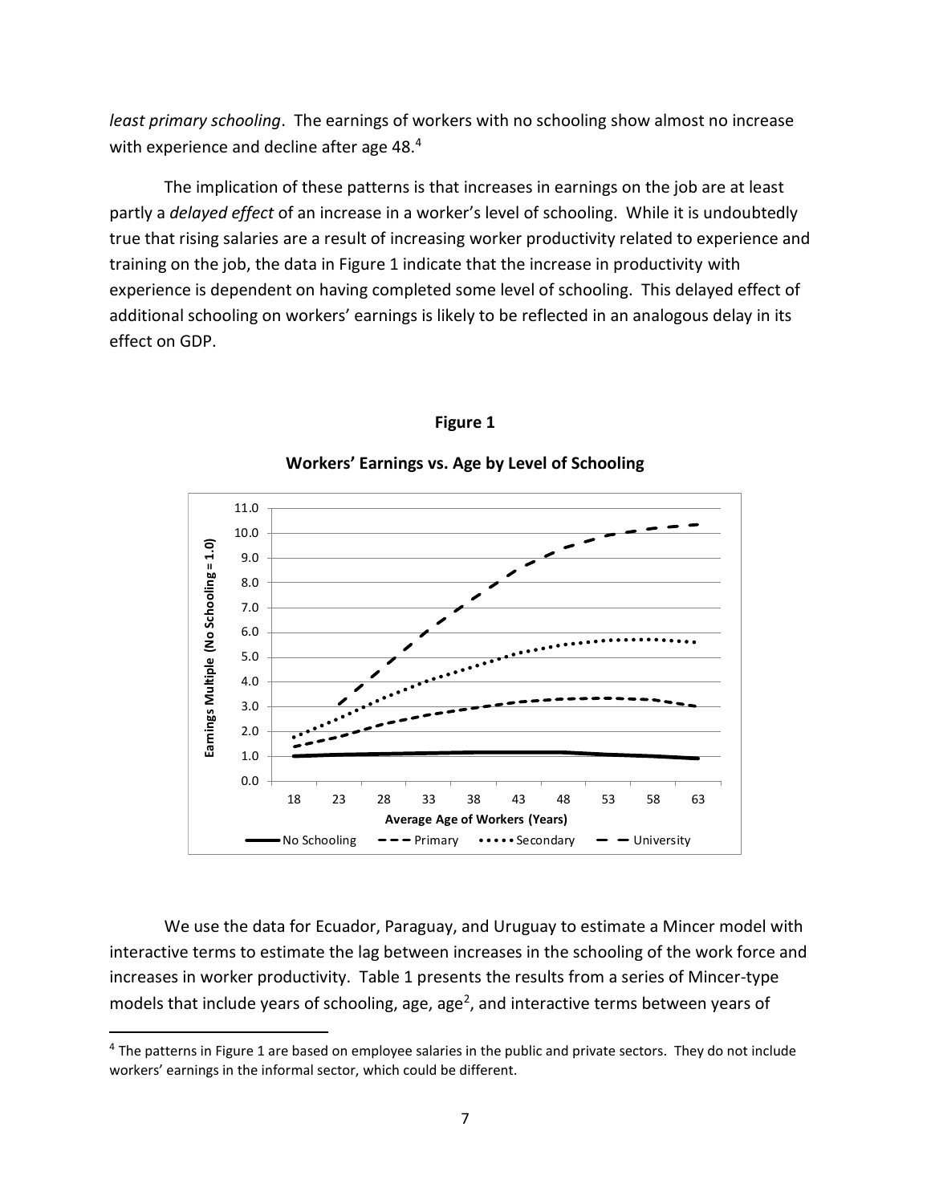*least primary schooling*. The earnings of workers with no schooling show almost no increase with experience and decline after age 48.[4]

The implication of these patterns is that increases in earnings on the job are at least partly a *delayed effect* of an increase in a worker's level of schooling. While it is undoubtedly true that rising salaries are a result of increasing worker productivity related to experience and training on the job, the data in Figure 1 indicate that the increase in productivity with experience is dependent on having completed some level of schooling. This delayed effect of additional schooling on workers' earnings is likely to be reflected in an analogous delay in its effect on GDP.

**Figure 1**

**Workers' Earnings vs. Age by Level of Schooling**

We use the data for Ecuador, Paraguay, and Uruguay to estimate a Mincer model with interactive terms to estimate the lag between increases in the schooling of the work force and increases in worker productivity. Table 1 presents the results from a series of Mincer-type models that include years of schooling, age, age$^2$, and interactive terms between years of

[4] The patterns in Figure 1 are based on employee salaries in the public and private sectors. They do not include workers' earnings in the informal sector, which could be different.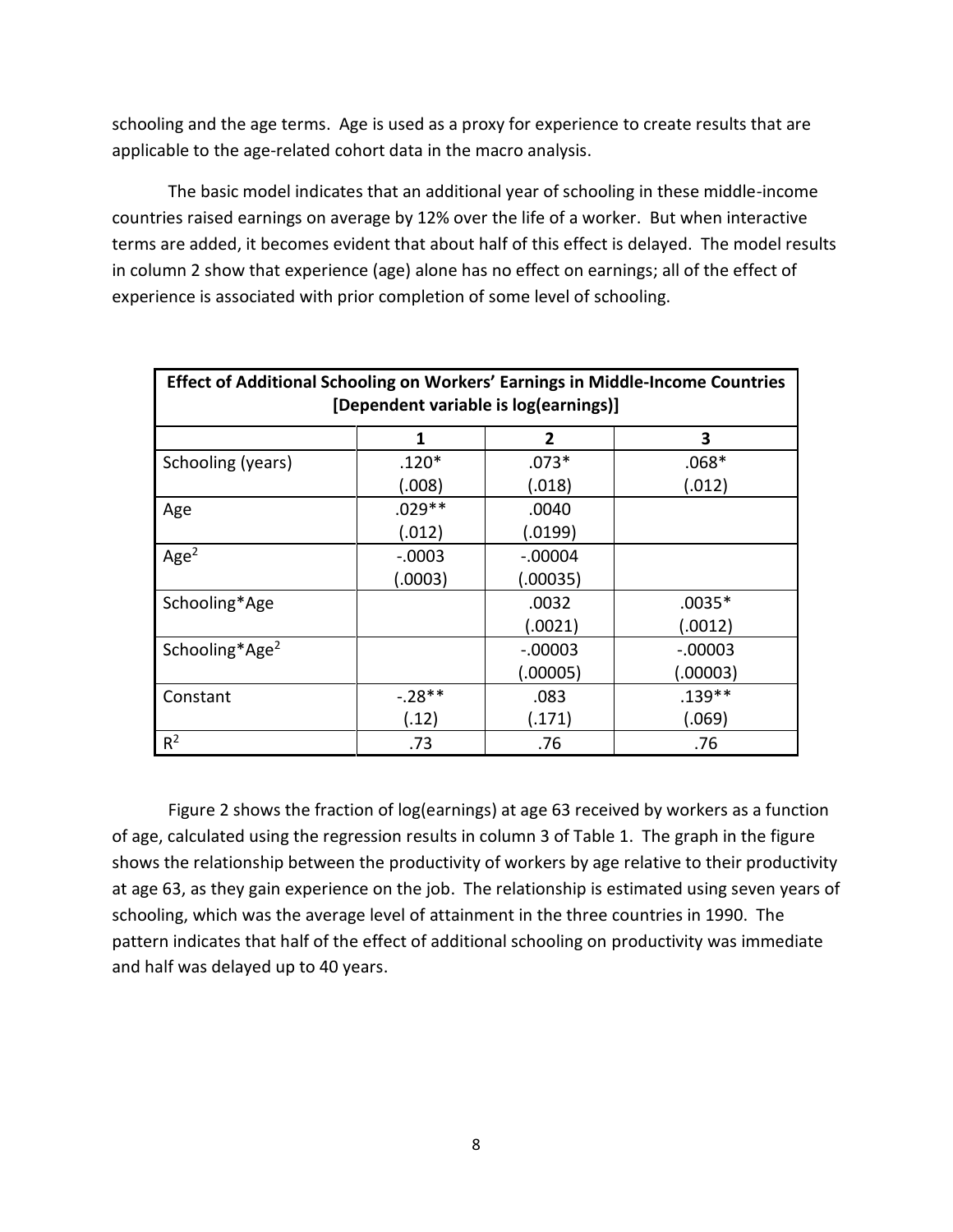schooling and the age terms. Age is used as a proxy for experience to create results that are applicable to the age-related cohort data in the macro analysis.

The basic model indicates that an additional year of schooling in these middle-income countries raised earnings on average by 12% over the life of a worker. But when interactive terms are added, it becomes evident that about half of this effect is delayed. The model results in column 2 show that experience (age) alone has no effect on earnings; all of the effect of experience is associated with prior completion of some level of schooling.

| **Effect of Additional Schooling on Workers' Earnings in Middle-Income Countries [Dependent variable is log(earnings)]** | | | |
|---|---|---|---|
| | **1** | **2** | **3** |
| Schooling (years) | .120* | .073* | .068* |
| | (.008) | (.018) | (.012) |
| Age | .029** | .0040 | |
| | (.012) | (.0199) | |
| $Age^2$ | -.0003 | -.00004 | |
| | (.0003) | (.00035) | |
| Schooling*Age | | .0032 | .0035* |
| | | (.0021) | (.0012) |
| $Schooling*Age^2$ | | -.00003 | -.00003 |
| | | (.00005) | (.00003) |
| Constant | -.28** | .083 | .139** |
| | (.12) | (.171) | (.069) |
| $R^2$ | .73 | .76 | .76 |

Figure 2 shows the fraction of log(earnings) at age 63 received by workers as a function of age, calculated using the regression results in column 3 of Table 1. The graph in the figure shows the relationship between the productivity of workers by age relative to their productivity at age 63, as they gain experience on the job. The relationship is estimated using seven years of schooling, which was the average level of attainment in the three countries in 1990. The pattern indicates that half of the effect of additional schooling on productivity was immediate and half was delayed up to 40 years.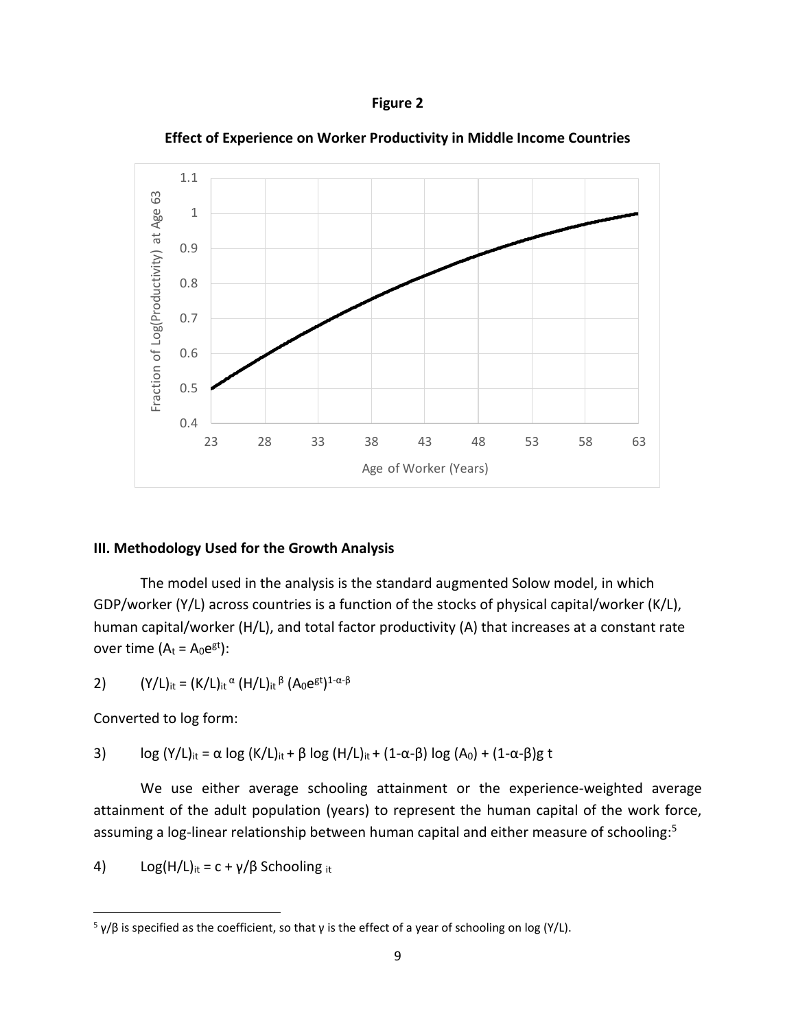**Figure 2**

**Effect of Experience on Worker Productivity in Middle Income Countries**

## III. Methodology Used for the Growth Analysis

The model used in the analysis is the standard augmented Solow model, in which GDP/worker (Y/L) across countries is a function of the stocks of physical capital/worker (K/L), human capital/worker (H/L), and total factor productivity (A) that increases at a constant rate over time ($A_t = A_0e^{gt}$):

$$2) \qquad (Y/L)_{it} = (K/L)_{it}^{\alpha} (H/L)_{it}^{\beta} (A_0e^{gt})^{1-\alpha-\beta}$$

Converted to log form:

$$3) \qquad \log (Y/L)_{it} = \alpha \log (K/L)_{it} + \beta \log (H/L)_{it} + (1-\alpha-\beta) \log (A_0) + (1-\alpha-\beta)g\, t$$

We use either average schooling attainment or the experience-weighted average attainment of the adult population (years) to represent the human capital of the work force, assuming a log-linear relationship between human capital and either measure of schooling:[5]

$$4) \qquad \text{Log}(H/L)_{it} = c + \gamma/\beta \text{ Schooling}_{it}$$

[5] $\gamma/\beta$ is specified as the coefficient, so that $\gamma$ is the effect of a year of schooling on log (Y/L).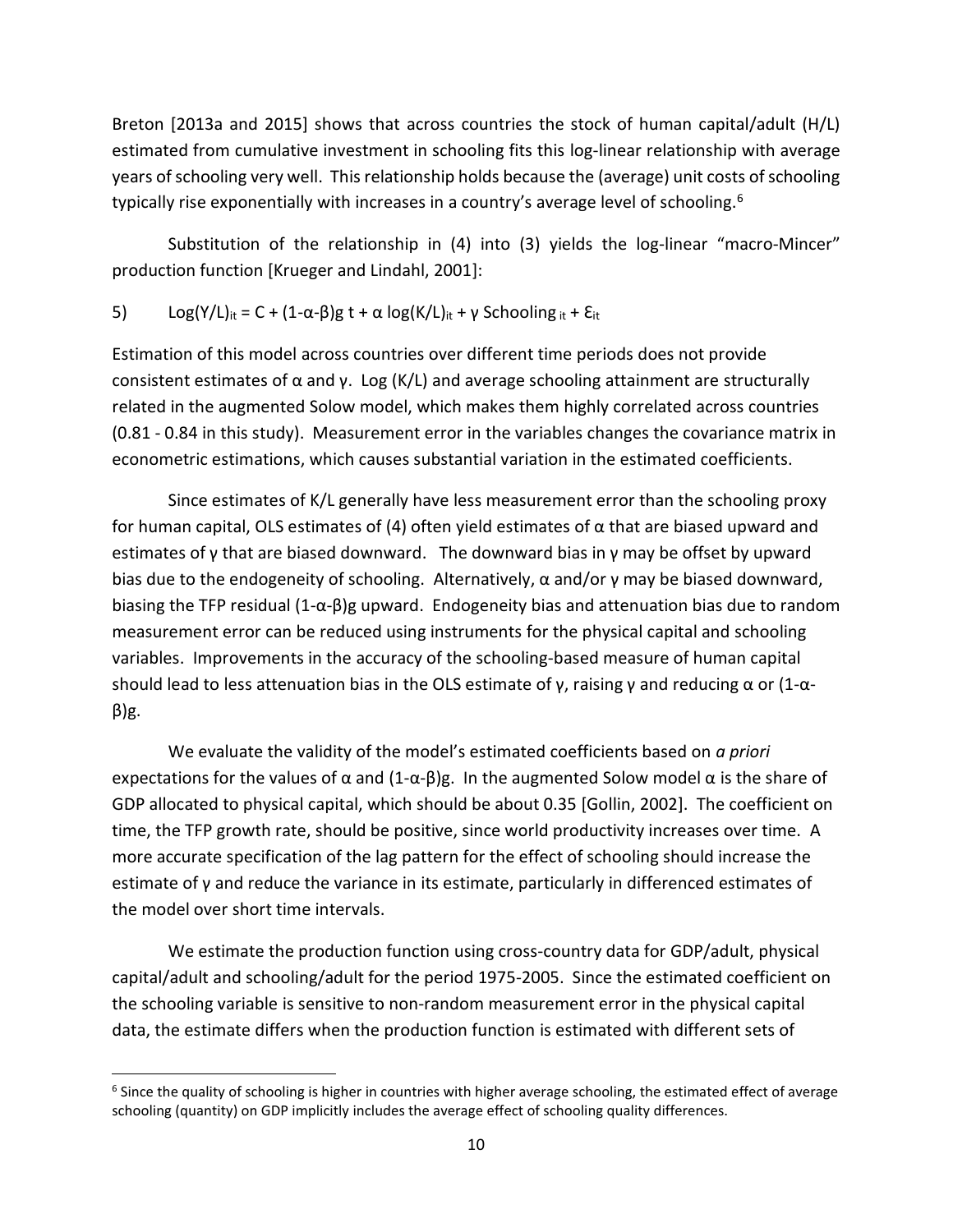Breton [2013a and 2015] shows that across countries the stock of human capital/adult (H/L) estimated from cumulative investment in schooling fits this log-linear relationship with average years of schooling very well. This relationship holds because the (average) unit costs of schooling typically rise exponentially with increases in a country's average level of schooling.[6]

Substitution of the relationship in (4) into (3) yields the log-linear "macro-Mincer" production function [Krueger and Lindahl, 2001]:

$$5)\qquad \text{Log}(Y/L)_{it} = C + (1\text{-}\alpha\text{-}\beta)g\ t + \alpha \log(K/L)_{it} + \gamma\ \text{Schooling}_{it} + \varepsilon_{it}$$

Estimation of this model across countries over different time periods does not provide consistent estimates of $\alpha$ and $\gamma$. Log (K/L) and average schooling attainment are structurally related in the augmented Solow model, which makes them highly correlated across countries (0.81 - 0.84 in this study). Measurement error in the variables changes the covariance matrix in econometric estimations, which causes substantial variation in the estimated coefficients.

Since estimates of K/L generally have less measurement error than the schooling proxy for human capital, OLS estimates of (4) often yield estimates of $\alpha$ that are biased upward and estimates of $\gamma$ that are biased downward. The downward bias in $\gamma$ may be offset by upward bias due to the endogeneity of schooling. Alternatively, $\alpha$ and/or $\gamma$ may be biased downward, biasing the TFP residual $(1\text{-}\alpha\text{-}\beta)g$ upward. Endogeneity bias and attenuation bias due to random measurement error can be reduced using instruments for the physical capital and schooling variables. Improvements in the accuracy of the schooling-based measure of human capital should lead to less attenuation bias in the OLS estimate of $\gamma$, raising $\gamma$ and reducing $\alpha$ or $(1\text{-}\alpha\text{-}\beta)g$.

We evaluate the validity of the model's estimated coefficients based on *a priori* expectations for the values of $\alpha$ and $(1\text{-}\alpha\text{-}\beta)g$. In the augmented Solow model $\alpha$ is the share of GDP allocated to physical capital, which should be about 0.35 [Gollin, 2002]. The coefficient on time, the TFP growth rate, should be positive, since world productivity increases over time. A more accurate specification of the lag pattern for the effect of schooling should increase the estimate of $\gamma$ and reduce the variance in its estimate, particularly in differenced estimates of the model over short time intervals.

We estimate the production function using cross-country data for GDP/adult, physical capital/adult and schooling/adult for the period 1975-2005. Since the estimated coefficient on the schooling variable is sensitive to non-random measurement error in the physical capital data, the estimate differs when the production function is estimated with different sets of

[6] Since the quality of schooling is higher in countries with higher average schooling, the estimated effect of average schooling (quantity) on GDP implicitly includes the average effect of schooling quality differences.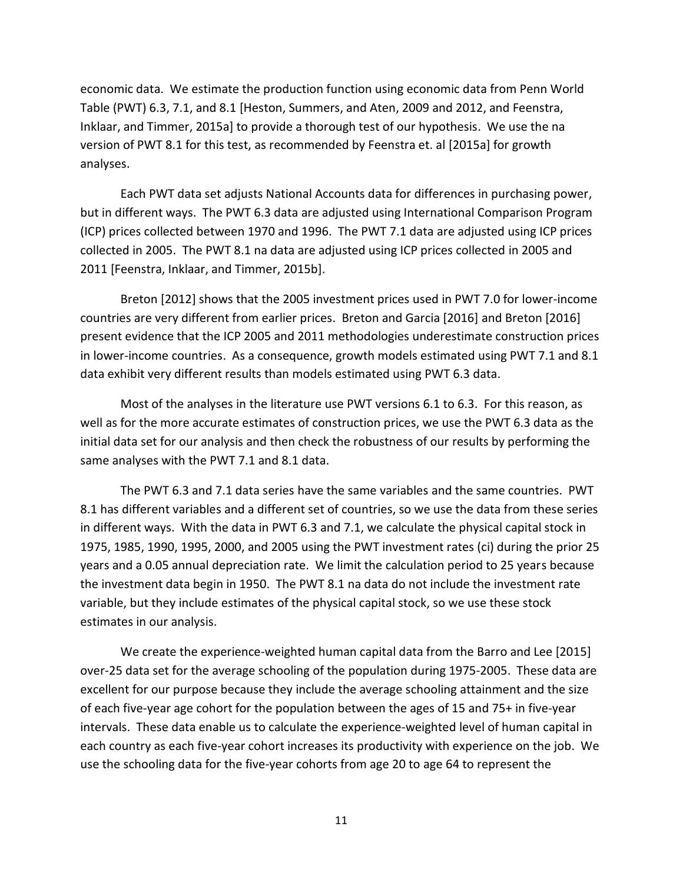economic data. We estimate the production function using economic data from Penn World Table (PWT) 6.3, 7.1, and 8.1 [Heston, Summers, and Aten, 2009 and 2012, and Feenstra, Inklaar, and Timmer, 2015a] to provide a thorough test of our hypothesis. We use the na version of PWT 8.1 for this test, as recommended by Feenstra et. al [2015a] for growth analyses.

Each PWT data set adjusts National Accounts data for differences in purchasing power, but in different ways. The PWT 6.3 data are adjusted using International Comparison Program (ICP) prices collected between 1970 and 1996. The PWT 7.1 data are adjusted using ICP prices collected in 2005. The PWT 8.1 na data are adjusted using ICP prices collected in 2005 and 2011 [Feenstra, Inklaar, and Timmer, 2015b].

Breton [2012] shows that the 2005 investment prices used in PWT 7.0 for lower-income countries are very different from earlier prices. Breton and Garcia [2016] and Breton [2016] present evidence that the ICP 2005 and 2011 methodologies underestimate construction prices in lower-income countries. As a consequence, growth models estimated using PWT 7.1 and 8.1 data exhibit very different results than models estimated using PWT 6.3 data.

Most of the analyses in the literature use PWT versions 6.1 to 6.3. For this reason, as well as for the more accurate estimates of construction prices, we use the PWT 6.3 data as the initial data set for our analysis and then check the robustness of our results by performing the same analyses with the PWT 7.1 and 8.1 data.

The PWT 6.3 and 7.1 data series have the same variables and the same countries. PWT 8.1 has different variables and a different set of countries, so we use the data from these series in different ways. With the data in PWT 6.3 and 7.1, we calculate the physical capital stock in 1975, 1985, 1990, 1995, 2000, and 2005 using the PWT investment rates (ci) during the prior 25 years and a 0.05 annual depreciation rate. We limit the calculation period to 25 years because the investment data begin in 1950. The PWT 8.1 na data do not include the investment rate variable, but they include estimates of the physical capital stock, so we use these stock estimates in our analysis.

We create the experience-weighted human capital data from the Barro and Lee [2015] over-25 data set for the average schooling of the population during 1975-2005. These data are excellent for our purpose because they include the average schooling attainment and the size of each five-year age cohort for the population between the ages of 15 and 75+ in five-year intervals. These data enable us to calculate the experience-weighted level of human capital in each country as each five-year cohort increases its productivity with experience on the job. We use the schooling data for the five-year cohorts from age 20 to age 64 to represent the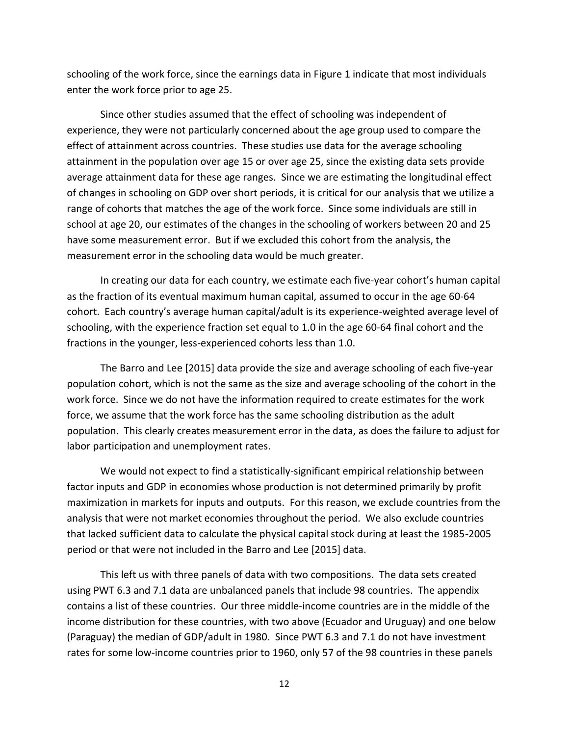schooling of the work force, since the earnings data in Figure 1 indicate that most individuals enter the work force prior to age 25.

Since other studies assumed that the effect of schooling was independent of experience, they were not particularly concerned about the age group used to compare the effect of attainment across countries. These studies use data for the average schooling attainment in the population over age 15 or over age 25, since the existing data sets provide average attainment data for these age ranges. Since we are estimating the longitudinal effect of changes in schooling on GDP over short periods, it is critical for our analysis that we utilize a range of cohorts that matches the age of the work force. Since some individuals are still in school at age 20, our estimates of the changes in the schooling of workers between 20 and 25 have some measurement error. But if we excluded this cohort from the analysis, the measurement error in the schooling data would be much greater.

In creating our data for each country, we estimate each five-year cohort's human capital as the fraction of its eventual maximum human capital, assumed to occur in the age 60-64 cohort. Each country's average human capital/adult is its experience-weighted average level of schooling, with the experience fraction set equal to 1.0 in the age 60-64 final cohort and the fractions in the younger, less-experienced cohorts less than 1.0.

The Barro and Lee [2015] data provide the size and average schooling of each five-year population cohort, which is not the same as the size and average schooling of the cohort in the work force. Since we do not have the information required to create estimates for the work force, we assume that the work force has the same schooling distribution as the adult population. This clearly creates measurement error in the data, as does the failure to adjust for labor participation and unemployment rates.

We would not expect to find a statistically-significant empirical relationship between factor inputs and GDP in economies whose production is not determined primarily by profit maximization in markets for inputs and outputs. For this reason, we exclude countries from the analysis that were not market economies throughout the period. We also exclude countries that lacked sufficient data to calculate the physical capital stock during at least the 1985-2005 period or that were not included in the Barro and Lee [2015] data.

This left us with three panels of data with two compositions. The data sets created using PWT 6.3 and 7.1 data are unbalanced panels that include 98 countries. The appendix contains a list of these countries. Our three middle-income countries are in the middle of the income distribution for these countries, with two above (Ecuador and Uruguay) and one below (Paraguay) the median of GDP/adult in 1980. Since PWT 6.3 and 7.1 do not have investment rates for some low-income countries prior to 1960, only 57 of the 98 countries in these panels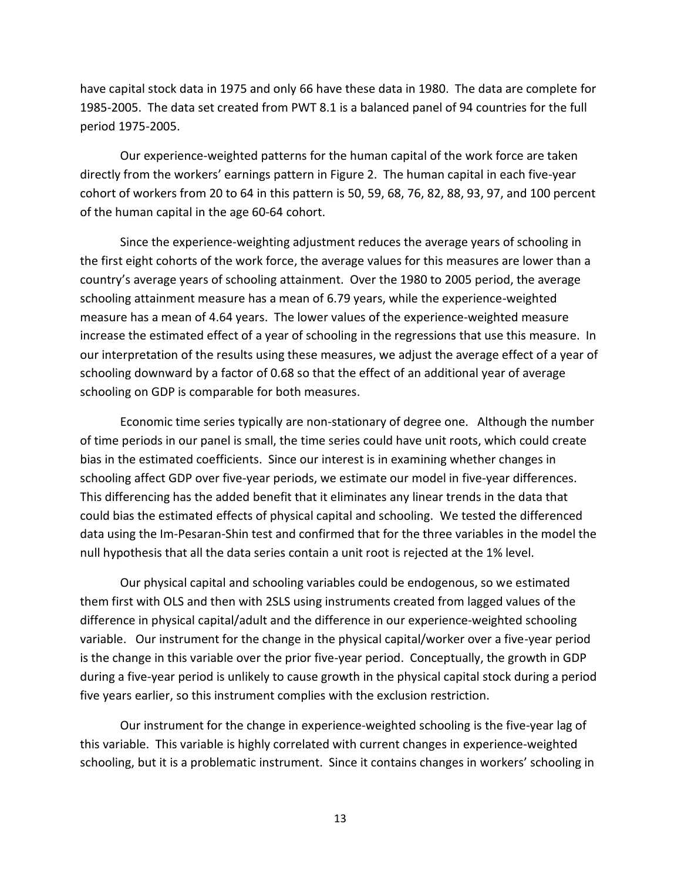have capital stock data in 1975 and only 66 have these data in 1980. The data are complete for 1985-2005. The data set created from PWT 8.1 is a balanced panel of 94 countries for the full period 1975-2005.

Our experience-weighted patterns for the human capital of the work force are taken directly from the workers' earnings pattern in Figure 2. The human capital in each five-year cohort of workers from 20 to 64 in this pattern is 50, 59, 68, 76, 82, 88, 93, 97, and 100 percent of the human capital in the age 60-64 cohort.

Since the experience-weighting adjustment reduces the average years of schooling in the first eight cohorts of the work force, the average values for this measures are lower than a country's average years of schooling attainment. Over the 1980 to 2005 period, the average schooling attainment measure has a mean of 6.79 years, while the experience-weighted measure has a mean of 4.64 years. The lower values of the experience-weighted measure increase the estimated effect of a year of schooling in the regressions that use this measure. In our interpretation of the results using these measures, we adjust the average effect of a year of schooling downward by a factor of 0.68 so that the effect of an additional year of average schooling on GDP is comparable for both measures.

Economic time series typically are non-stationary of degree one. Although the number of time periods in our panel is small, the time series could have unit roots, which could create bias in the estimated coefficients. Since our interest is in examining whether changes in schooling affect GDP over five-year periods, we estimate our model in five-year differences. This differencing has the added benefit that it eliminates any linear trends in the data that could bias the estimated effects of physical capital and schooling. We tested the differenced data using the Im-Pesaran-Shin test and confirmed that for the three variables in the model the null hypothesis that all the data series contain a unit root is rejected at the 1% level.

Our physical capital and schooling variables could be endogenous, so we estimated them first with OLS and then with 2SLS using instruments created from lagged values of the difference in physical capital/adult and the difference in our experience-weighted schooling variable. Our instrument for the change in the physical capital/worker over a five-year period is the change in this variable over the prior five-year period. Conceptually, the growth in GDP during a five-year period is unlikely to cause growth in the physical capital stock during a period five years earlier, so this instrument complies with the exclusion restriction.

Our instrument for the change in experience-weighted schooling is the five-year lag of this variable. This variable is highly correlated with current changes in experience-weighted schooling, but it is a problematic instrument. Since it contains changes in workers' schooling in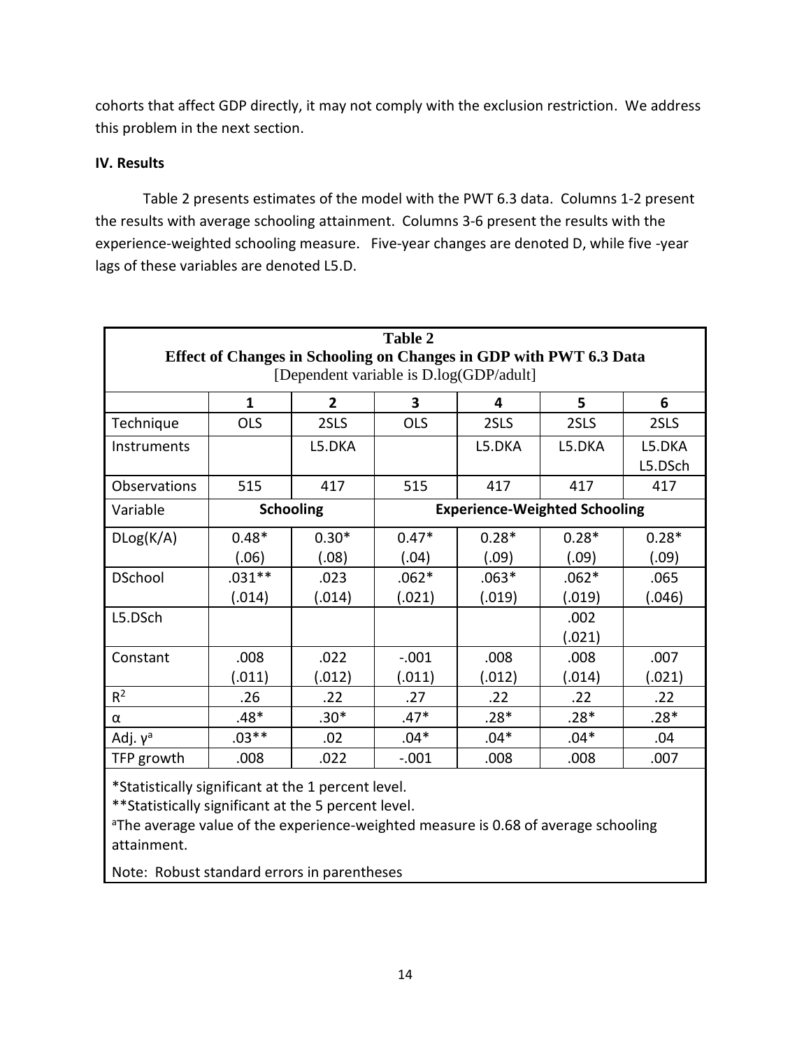cohorts that affect GDP directly, it may not comply with the exclusion restriction. We address this problem in the next section.

**IV. Results**

Table 2 presents estimates of the model with the PWT 6.3 data. Columns 1-2 present the results with average schooling attainment. Columns 3-6 present the results with the experience-weighted schooling measure. Five-year changes are denoted D, while five -year lags of these variables are denoted L5.D.

**Table 2**
**Effect of Changes in Schooling on Changes in GDP with PWT 6.3 Data**
[Dependent variable is D.log(GDP/adult)]

| | 1 | 2 | 3 | 4 | 5 | 6 |
|---|---|---|---|---|---|---|
| Technique | OLS | 2SLS | OLS | 2SLS | 2SLS | 2SLS |
| Instruments | | L5.DKA | | L5.DKA | L5.DKA | L5.DKA L5.DSch |
| Observations | 515 | 417 | 515 | 417 | 417 | 417 |
| Variable | **Schooling** | | **Experience-Weighted Schooling** | | | |
| DLog(K/A) | 0.48* (.06) | 0.30* (.08) | 0.47* (.04) | 0.28* (.09) | 0.28* (.09) | 0.28* (.09) |
| DSchool | .031** (.014) | .023 (.014) | .062* (.021) | .063* (.019) | .062* (.019) | .065 (.046) |
| L5.DSch | | | | | .002 (.021) | |
| Constant | .008 (.011) | .022 (.012) | -.001 (.011) | .008 (.012) | .008 (.014) | .007 (.021) |
| $R^2$ | .26 | .22 | .27 | .22 | .22 | .22 |
| α | .48* | .30* | .47* | .28* | .28* | .28* |
| Adj. γ[a] | .03** | .02 | .04* | .04* | .04* | .04 |
| TFP growth | .008 | .022 | -.001 | .008 | .008 | .007 |

*Statistically significant at the 1 percent level.
**Statistically significant at the 5 percent level.
[a]The average value of the experience-weighted measure is 0.68 of average schooling attainment.

Note: Robust standard errors in parentheses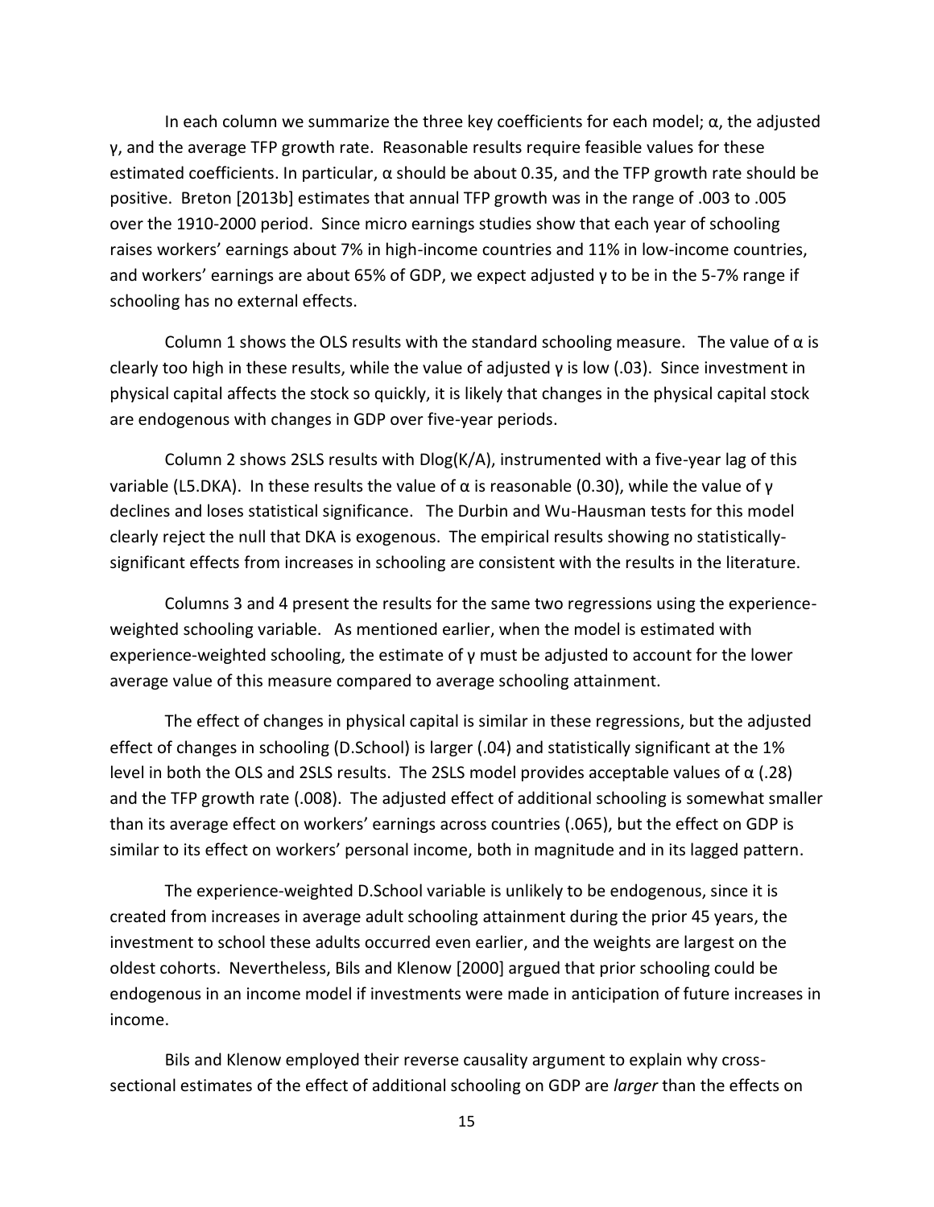In each column we summarize the three key coefficients for each model; $\alpha$, the adjusted $\gamma$, and the average TFP growth rate. Reasonable results require feasible values for these estimated coefficients. In particular, $\alpha$ should be about 0.35, and the TFP growth rate should be positive. Breton [2013b] estimates that annual TFP growth was in the range of .003 to .005 over the 1910-2000 period. Since micro earnings studies show that each year of schooling raises workers' earnings about 7% in high-income countries and 11% in low-income countries, and workers' earnings are about 65% of GDP, we expect adjusted $\gamma$ to be in the 5-7% range if schooling has no external effects.

Column 1 shows the OLS results with the standard schooling measure. The value of $\alpha$ is clearly too high in these results, while the value of adjusted $\gamma$ is low (.03). Since investment in physical capital affects the stock so quickly, it is likely that changes in the physical capital stock are endogenous with changes in GDP over five-year periods.

Column 2 shows 2SLS results with Dlog(K/A), instrumented with a five-year lag of this variable (L5.DKA). In these results the value of $\alpha$ is reasonable (0.30), while the value of $\gamma$ declines and loses statistical significance. The Durbin and Wu-Hausman tests for this model clearly reject the null that DKA is exogenous. The empirical results showing no statistically-significant effects from increases in schooling are consistent with the results in the literature.

Columns 3 and 4 present the results for the same two regressions using the experience-weighted schooling variable. As mentioned earlier, when the model is estimated with experience-weighted schooling, the estimate of $\gamma$ must be adjusted to account for the lower average value of this measure compared to average schooling attainment.

The effect of changes in physical capital is similar in these regressions, but the adjusted effect of changes in schooling (D.School) is larger (.04) and statistically significant at the 1% level in both the OLS and 2SLS results. The 2SLS model provides acceptable values of $\alpha$ (.28) and the TFP growth rate (.008). The adjusted effect of additional schooling is somewhat smaller than its average effect on workers' earnings across countries (.065), but the effect on GDP is similar to its effect on workers' personal income, both in magnitude and in its lagged pattern.

The experience-weighted D.School variable is unlikely to be endogenous, since it is created from increases in average adult schooling attainment during the prior 45 years, the investment to school these adults occurred even earlier, and the weights are largest on the oldest cohorts. Nevertheless, Bils and Klenow [2000] argued that prior schooling could be endogenous in an income model if investments were made in anticipation of future increases in income.

Bils and Klenow employed their reverse causality argument to explain why cross-sectional estimates of the effect of additional schooling on GDP are *larger* than the effects on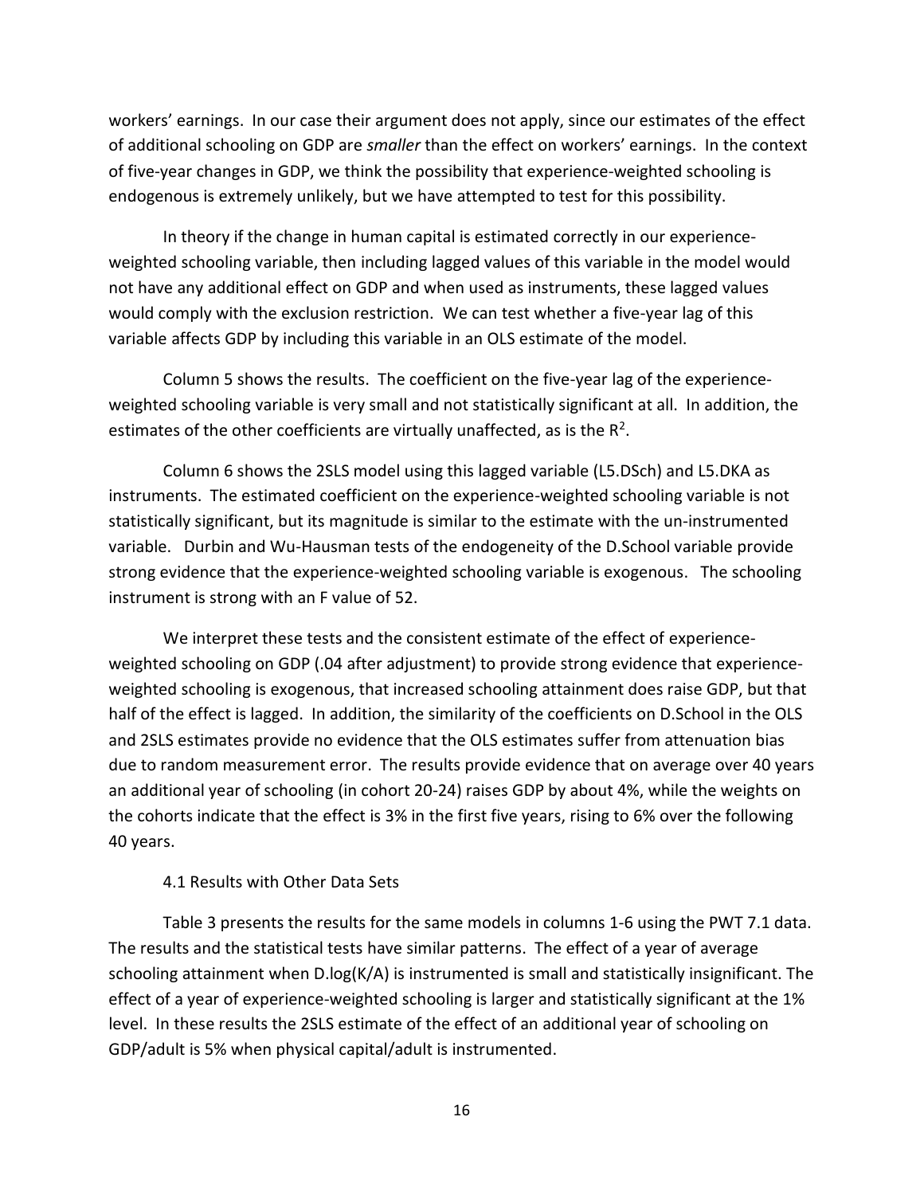workers' earnings. In our case their argument does not apply, since our estimates of the effect of additional schooling on GDP are *smaller* than the effect on workers' earnings. In the context of five-year changes in GDP, we think the possibility that experience-weighted schooling is endogenous is extremely unlikely, but we have attempted to test for this possibility.

In theory if the change in human capital is estimated correctly in our experience-weighted schooling variable, then including lagged values of this variable in the model would not have any additional effect on GDP and when used as instruments, these lagged values would comply with the exclusion restriction. We can test whether a five-year lag of this variable affects GDP by including this variable in an OLS estimate of the model.

Column 5 shows the results. The coefficient on the five-year lag of the experience-weighted schooling variable is very small and not statistically significant at all. In addition, the estimates of the other coefficients are virtually unaffected, as is the $R^2$.

Column 6 shows the 2SLS model using this lagged variable (L5.DSch) and L5.DKA as instruments. The estimated coefficient on the experience-weighted schooling variable is not statistically significant, but its magnitude is similar to the estimate with the un-instrumented variable. Durbin and Wu-Hausman tests of the endogeneity of the D.School variable provide strong evidence that the experience-weighted schooling variable is exogenous. The schooling instrument is strong with an F value of 52.

We interpret these tests and the consistent estimate of the effect of experience-weighted schooling on GDP (.04 after adjustment) to provide strong evidence that experience-weighted schooling is exogenous, that increased schooling attainment does raise GDP, but that half of the effect is lagged. In addition, the similarity of the coefficients on D.School in the OLS and 2SLS estimates provide no evidence that the OLS estimates suffer from attenuation bias due to random measurement error. The results provide evidence that on average over 40 years an additional year of schooling (in cohort 20-24) raises GDP by about 4%, while the weights on the cohorts indicate that the effect is 3% in the first five years, rising to 6% over the following 40 years.

### 4.1 Results with Other Data Sets

Table 3 presents the results for the same models in columns 1-6 using the PWT 7.1 data. The results and the statistical tests have similar patterns. The effect of a year of average schooling attainment when D.log(K/A) is instrumented is small and statistically insignificant. The effect of a year of experience-weighted schooling is larger and statistically significant at the 1% level. In these results the 2SLS estimate of the effect of an additional year of schooling on GDP/adult is 5% when physical capital/adult is instrumented.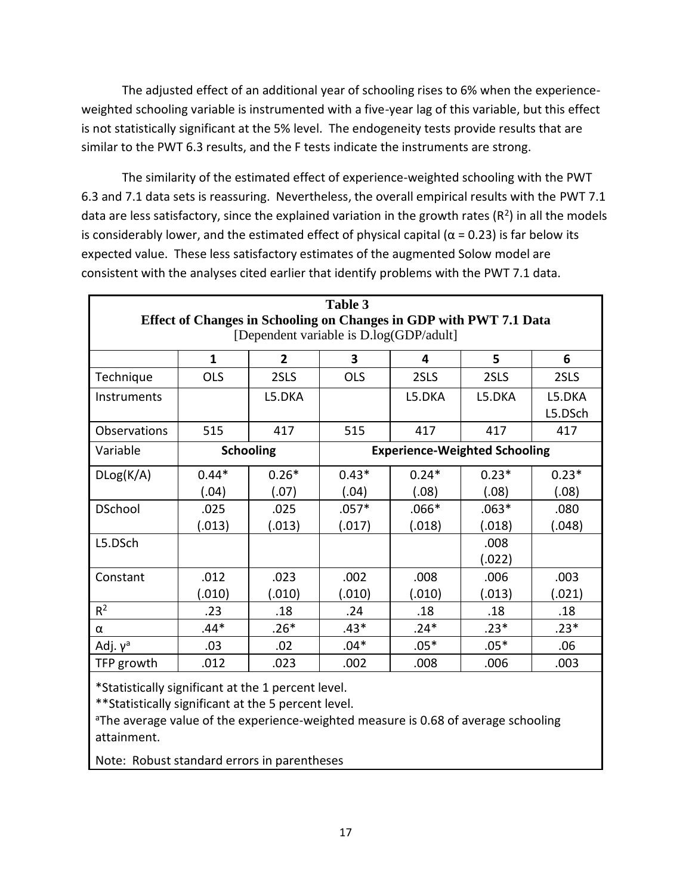The adjusted effect of an additional year of schooling rises to 6% when the experience-weighted schooling variable is instrumented with a five-year lag of this variable, but this effect is not statistically significant at the 5% level. The endogeneity tests provide results that are similar to the PWT 6.3 results, and the F tests indicate the instruments are strong.

The similarity of the estimated effect of experience-weighted schooling with the PWT 6.3 and 7.1 data sets is reassuring. Nevertheless, the overall empirical results with the PWT 7.1 data are less satisfactory, since the explained variation in the growth rates ($R^2$) in all the models is considerably lower, and the estimated effect of physical capital ($\alpha = 0.23$) is far below its expected value. These less satisfactory estimates of the augmented Solow model are consistent with the analyses cited earlier that identify problems with the PWT 7.1 data.

**Table 3**
**Effect of Changes in Schooling on Changes in GDP with PWT 7.1 Data**
[Dependent variable is D.log(GDP/adult)]

| | 1 | 2 | 3 | 4 | 5 | 6 |
|---|---|---|---|---|---|---|
| Technique | OLS | 2SLS | OLS | 2SLS | 2SLS | 2SLS |
| Instruments | | L5.DKA | | L5.DKA | L5.DKA | L5.DKA L5.DSch |
| Observations | 515 | 417 | 515 | 417 | 417 | 417 |
| Variable | **Schooling** | | **Experience-Weighted Schooling** | | | |
| DLog(K/A) | 0.44* (.04) | 0.26* (.07) | 0.43* (.04) | 0.24* (.08) | 0.23* (.08) | 0.23* (.08) |
| DSchool | .025 (.013) | .025 (.013) | .057* (.017) | .066* (.018) | .063* (.018) | .080 (.048) |
| L5.DSch | | | | | .008 (.022) | |
| Constant | .012 (.010) | .023 (.010) | .002 (.010) | .008 (.010) | .006 (.013) | .003 (.021) |
| $R^2$ | .23 | .18 | .24 | .18 | .18 | .18 |
| α | .44* | .26* | .43* | .24* | .23* | .23* |
| Adj. γ[a] | .03 | .02 | .04* | .05* | .05* | .06 |
| TFP growth | .012 | .023 | .002 | .008 | .006 | .003 |

*Statistically significant at the 1 percent level.

**Statistically significant at the 5 percent level.

[a]The average value of the experience-weighted measure is 0.68 of average schooling attainment.

Note: Robust standard errors in parentheses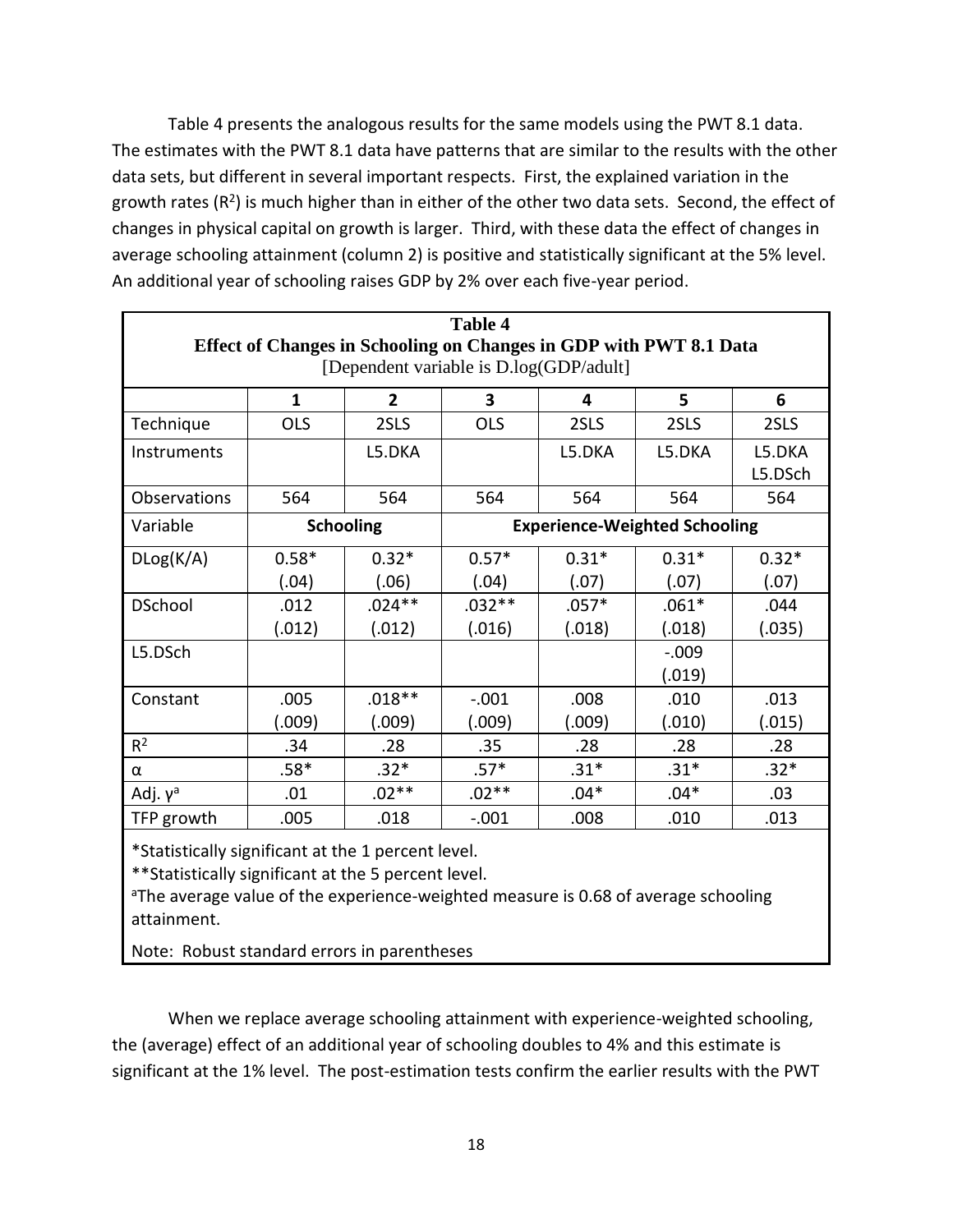Table 4 presents the analogous results for the same models using the PWT 8.1 data. The estimates with the PWT 8.1 data have patterns that are similar to the results with the other data sets, but different in several important respects. First, the explained variation in the growth rates ($R^2$) is much higher than in either of the other two data sets. Second, the effect of changes in physical capital on growth is larger. Third, with these data the effect of changes in average schooling attainment (column 2) is positive and statistically significant at the 5% level. An additional year of schooling raises GDP by 2% over each five-year period.

**Table 4**
**Effect of Changes in Schooling on Changes in GDP with PWT 8.1 Data**
[Dependent variable is D.log(GDP/adult]

| | 1 | 2 | 3 | 4 | 5 | 6 |
|---|---|---|---|---|---|---|
| Technique | OLS | 2SLS | OLS | 2SLS | 2SLS | 2SLS |
| Instruments | | L5.DKA | | L5.DKA | L5.DKA | L5.DKA L5.DSch |
| Observations | 564 | 564 | 564 | 564 | 564 | 564 |
| Variable | **Schooling** | | **Experience-Weighted Schooling** | | | |
| DLog(K/A) | 0.58* (.04) | 0.32* (.06) | 0.57* (.04) | 0.31* (.07) | 0.31* (.07) | 0.32* (.07) |
| DSchool | .012 (.012) | .024** (.012) | .032** (.016) | .057* (.018) | .061* (.018) | .044 (.035) |
| L5.DSch | | | | | -.009 (.019) | |
| Constant | .005 (.009) | .018** (.009) | -.001 (.009) | .008 (.009) | .010 (.010) | .013 (.015) |
| $R^2$ | .34 | .28 | .35 | .28 | .28 | .28 |
| α | .58* | .32* | .57* | .31* | .31* | .32* |
| Adj. γ[a] | .01 | .02** | .02** | .04* | .04* | .03 |
| TFP growth | .005 | .018 | -.001 | .008 | .010 | .013 |

*Statistically significant at the 1 percent level.
**Statistically significant at the 5 percent level.
[a]The average value of the experience-weighted measure is 0.68 of average schooling attainment.

Note: Robust standard errors in parentheses

When we replace average schooling attainment with experience-weighted schooling, the (average) effect of an additional year of schooling doubles to 4% and this estimate is significant at the 1% level. The post-estimation tests confirm the earlier results with the PWT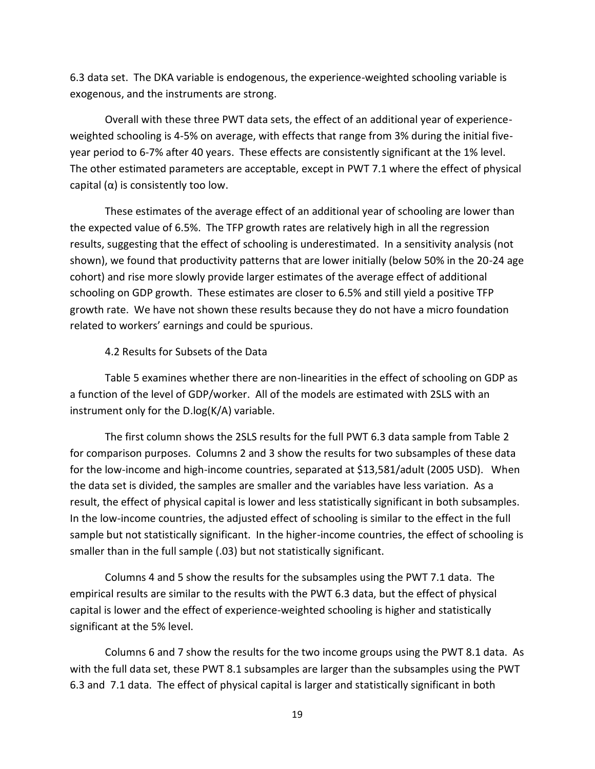6.3 data set. The DKA variable is endogenous, the experience-weighted schooling variable is exogenous, and the instruments are strong.

Overall with these three PWT data sets, the effect of an additional year of experience-weighted schooling is 4-5% on average, with effects that range from 3% during the initial five-year period to 6-7% after 40 years. These effects are consistently significant at the 1% level. The other estimated parameters are acceptable, except in PWT 7.1 where the effect of physical capital (α) is consistently too low.

These estimates of the average effect of an additional year of schooling are lower than the expected value of 6.5%. The TFP growth rates are relatively high in all the regression results, suggesting that the effect of schooling is underestimated. In a sensitivity analysis (not shown), we found that productivity patterns that are lower initially (below 50% in the 20-24 age cohort) and rise more slowly provide larger estimates of the average effect of additional schooling on GDP growth. These estimates are closer to 6.5% and still yield a positive TFP growth rate. We have not shown these results because they do not have a micro foundation related to workers' earnings and could be spurious.

### 4.2 Results for Subsets of the Data

Table 5 examines whether there are non-linearities in the effect of schooling on GDP as a function of the level of GDP/worker. All of the models are estimated with 2SLS with an instrument only for the D.log(K/A) variable.

The first column shows the 2SLS results for the full PWT 6.3 data sample from Table 2 for comparison purposes. Columns 2 and 3 show the results for two subsamples of these data for the low-income and high-income countries, separated at $13,581/adult (2005 USD). When the data set is divided, the samples are smaller and the variables have less variation. As a result, the effect of physical capital is lower and less statistically significant in both subsamples. In the low-income countries, the adjusted effect of schooling is similar to the effect in the full sample but not statistically significant. In the higher-income countries, the effect of schooling is smaller than in the full sample (.03) but not statistically significant.

Columns 4 and 5 show the results for the subsamples using the PWT 7.1 data. The empirical results are similar to the results with the PWT 6.3 data, but the effect of physical capital is lower and the effect of experience-weighted schooling is higher and statistically significant at the 5% level.

Columns 6 and 7 show the results for the two income groups using the PWT 8.1 data. As with the full data set, these PWT 8.1 subsamples are larger than the subsamples using the PWT 6.3 and 7.1 data. The effect of physical capital is larger and statistically significant in both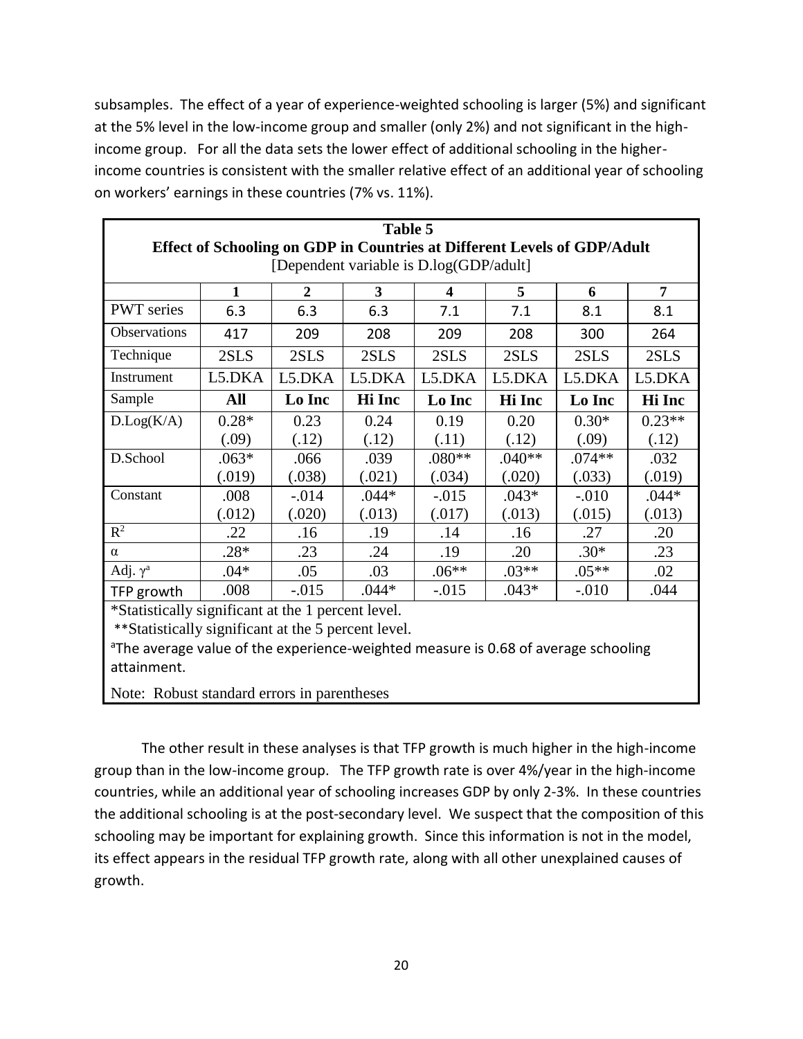subsamples. The effect of a year of experience-weighted schooling is larger (5%) and significant at the 5% level in the low-income group and smaller (only 2%) and not significant in the high-income group. For all the data sets the lower effect of additional schooling in the higher-income countries is consistent with the smaller relative effect of an additional year of schooling on workers' earnings in these countries (7% vs. 11%).

**Table 5**
**Effect of Schooling on GDP in Countries at Different Levels of GDP/Adult**
[Dependent variable is D.log(GDP/adult]

| | 1 | 2 | 3 | 4 | 5 | 6 | 7 |
|---|---|---|---|---|---|---|---|
| PWT series | 6.3 | 6.3 | 6.3 | 7.1 | 7.1 | 8.1 | 8.1 |
| Observations | 417 | 209 | 208 | 209 | 208 | 300 | 264 |
| Technique | 2SLS | 2SLS | 2SLS | 2SLS | 2SLS | 2SLS | 2SLS |
| Instrument | L5.DKA | L5.DKA | L5.DKA | L5.DKA | L5.DKA | L5.DKA | L5.DKA |
| Sample | **All** | **Lo Inc** | **Hi Inc** | **Lo Inc** | **Hi Inc** | **Lo Inc** | **Hi Inc** |
| D.Log(K/A) | 0.28* (.09) | 0.23 (.12) | 0.24 (.12) | 0.19 (.11) | 0.20 (.12) | 0.30* (.09) | 0.23** (.12) |
| D.School | .063* (.019) | .066 (.038) | .039 (.021) | .080** (.034) | .040** (.020) | .074** (.033) | .032 (.019) |
| Constant | .008 (.012) | -.014 (.020) | .044* (.013) | -.015 (.017) | .043* (.013) | -.010 (.015) | .044* (.013) |
| $R^2$ | .22 | .16 | .19 | .14 | .16 | .27 | .20 |
| $\alpha$ | .28* | .23 | .24 | .19 | .20 | .30* | .23 |
| Adj. $\gamma^a$ | .04* | .05 | .03 | .06** | .03** | .05** | .02 |
| TFP growth | .008 | -.015 | .044* | -.015 | .043* | -.010 | .044 |

*Statistically significant at the 1 percent level.
**Statistically significant at the 5 percent level.
[a]The average value of the experience-weighted measure is 0.68 of average schooling attainment.

Note: Robust standard errors in parentheses

The other result in these analyses is that TFP growth is much higher in the high-income group than in the low-income group. The TFP growth rate is over 4%/year in the high-income countries, while an additional year of schooling increases GDP by only 2-3%. In these countries the additional schooling is at the post-secondary level. We suspect that the composition of this schooling may be important for explaining growth. Since this information is not in the model, its effect appears in the residual TFP growth rate, along with all other unexplained causes of growth.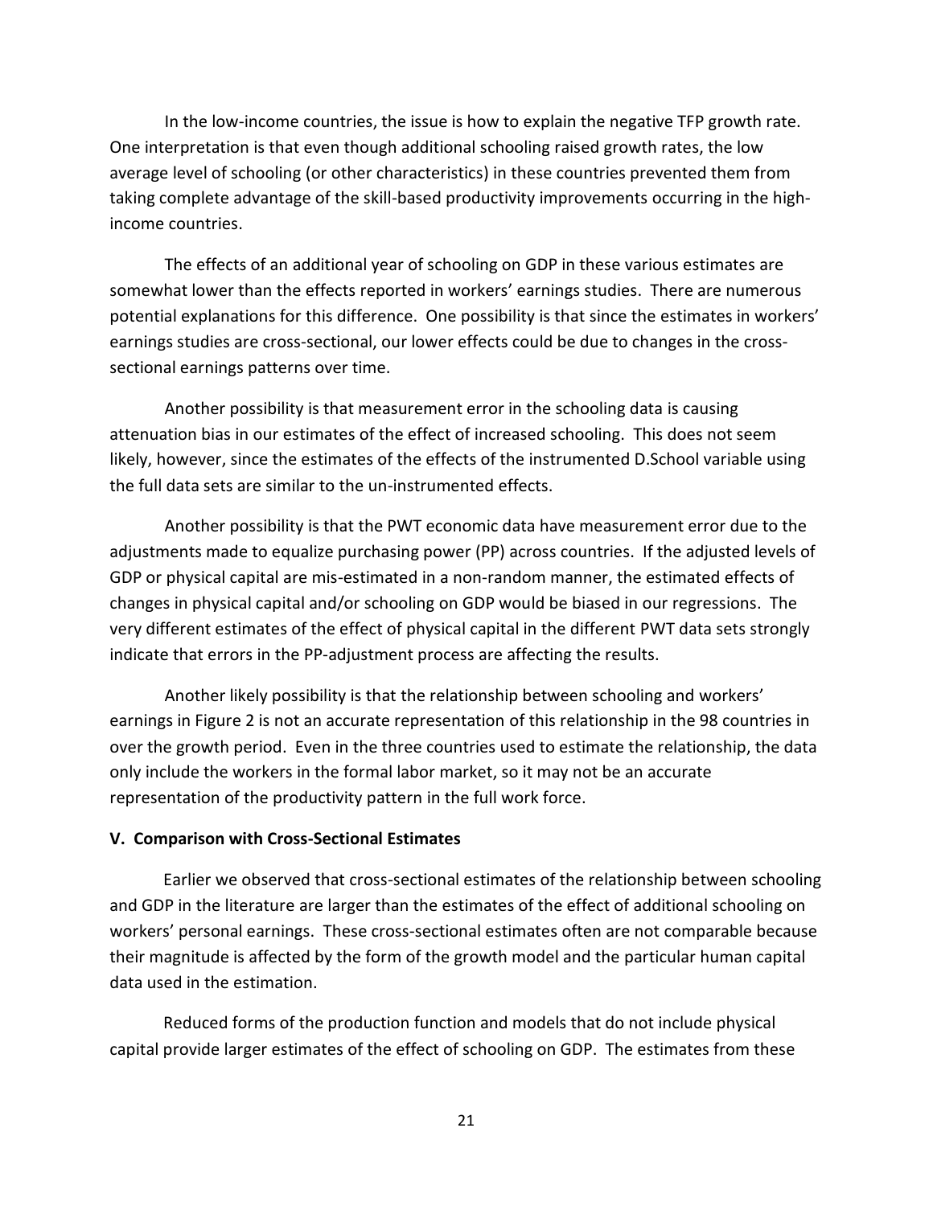In the low-income countries, the issue is how to explain the negative TFP growth rate. One interpretation is that even though additional schooling raised growth rates, the low average level of schooling (or other characteristics) in these countries prevented them from taking complete advantage of the skill-based productivity improvements occurring in the high-income countries.

The effects of an additional year of schooling on GDP in these various estimates are somewhat lower than the effects reported in workers' earnings studies. There are numerous potential explanations for this difference. One possibility is that since the estimates in workers' earnings studies are cross-sectional, our lower effects could be due to changes in the cross-sectional earnings patterns over time.

Another possibility is that measurement error in the schooling data is causing attenuation bias in our estimates of the effect of increased schooling. This does not seem likely, however, since the estimates of the effects of the instrumented D.School variable using the full data sets are similar to the un-instrumented effects.

Another possibility is that the PWT economic data have measurement error due to the adjustments made to equalize purchasing power (PP) across countries. If the adjusted levels of GDP or physical capital are mis-estimated in a non-random manner, the estimated effects of changes in physical capital and/or schooling on GDP would be biased in our regressions. The very different estimates of the effect of physical capital in the different PWT data sets strongly indicate that errors in the PP-adjustment process are affecting the results.

Another likely possibility is that the relationship between schooling and workers' earnings in Figure 2 is not an accurate representation of this relationship in the 98 countries in over the growth period. Even in the three countries used to estimate the relationship, the data only include the workers in the formal labor market, so it may not be an accurate representation of the productivity pattern in the full work force.

## V. Comparison with Cross-Sectional Estimates

Earlier we observed that cross-sectional estimates of the relationship between schooling and GDP in the literature are larger than the estimates of the effect of additional schooling on workers' personal earnings. These cross-sectional estimates often are not comparable because their magnitude is affected by the form of the growth model and the particular human capital data used in the estimation.

Reduced forms of the production function and models that do not include physical capital provide larger estimates of the effect of schooling on GDP. The estimates from these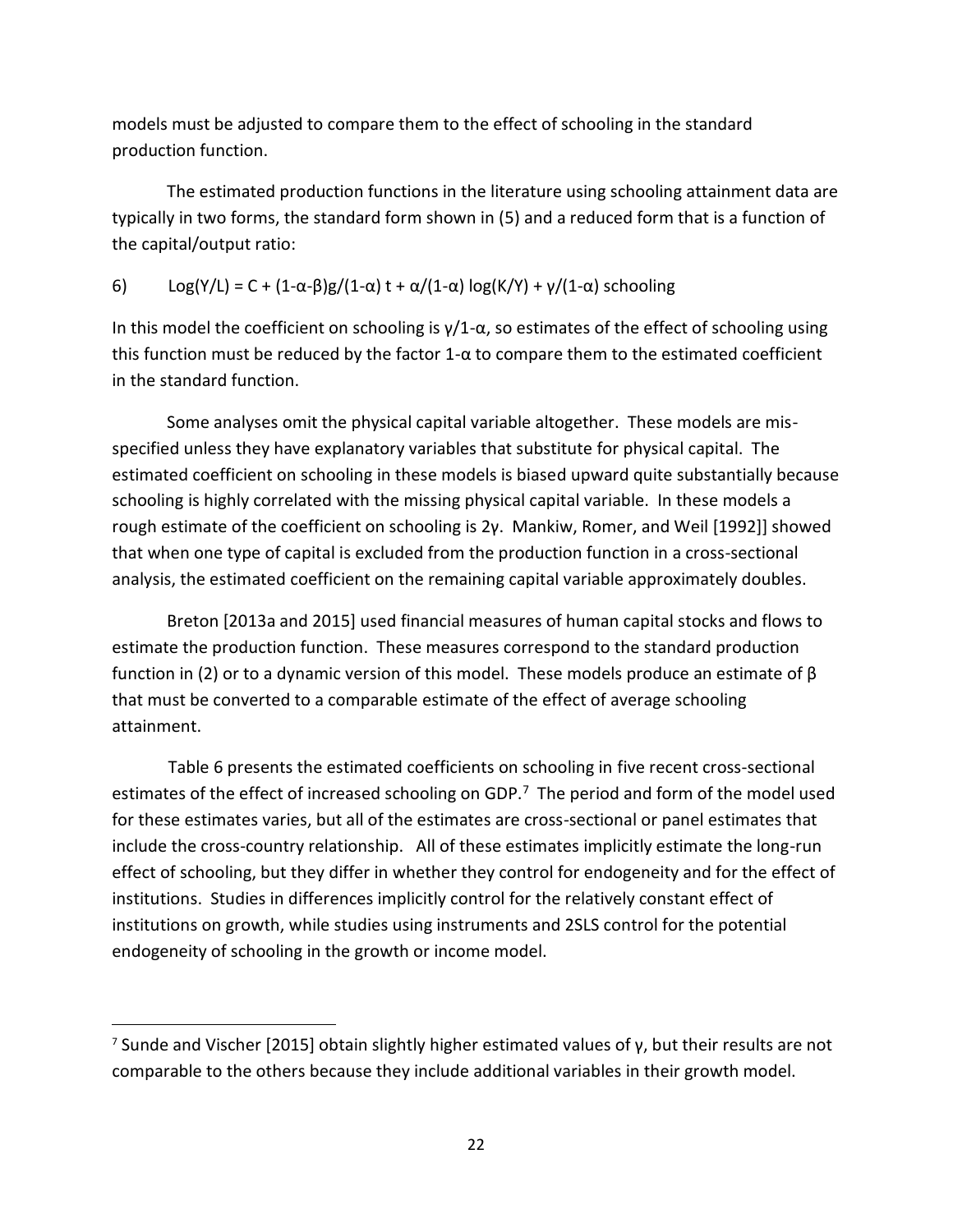models must be adjusted to compare them to the effect of schooling in the standard production function.

The estimated production functions in the literature using schooling attainment data are typically in two forms, the standard form shown in (5) and a reduced form that is a function of the capital/output ratio:

$$6)\qquad \text{Log}(Y/L) = C + (1\text{-}\alpha\text{-}\beta)g/(1\text{-}\alpha)\ t + \alpha/(1\text{-}\alpha)\ \log(K/Y) + \gamma/(1\text{-}\alpha)\ \text{schooling}$$

In this model the coefficient on schooling is $\gamma/1\text{-}\alpha$, so estimates of the effect of schooling using this function must be reduced by the factor $1\text{-}\alpha$ to compare them to the estimated coefficient in the standard function.

Some analyses omit the physical capital variable altogether. These models are mis-specified unless they have explanatory variables that substitute for physical capital. The estimated coefficient on schooling in these models is biased upward quite substantially because schooling is highly correlated with the missing physical capital variable. In these models a rough estimate of the coefficient on schooling is $2\gamma$. Mankiw, Romer, and Weil [1992]] showed that when one type of capital is excluded from the production function in a cross-sectional analysis, the estimated coefficient on the remaining capital variable approximately doubles.

Breton [2013a and 2015] used financial measures of human capital stocks and flows to estimate the production function. These measures correspond to the standard production function in (2) or to a dynamic version of this model. These models produce an estimate of $\beta$ that must be converted to a comparable estimate of the effect of average schooling attainment.

Table 6 presents the estimated coefficients on schooling in five recent cross-sectional estimates of the effect of increased schooling on GDP.[7] The period and form of the model used for these estimates varies, but all of the estimates are cross-sectional or panel estimates that include the cross-country relationship. All of these estimates implicitly estimate the long-run effect of schooling, but they differ in whether they control for endogeneity and for the effect of institutions. Studies in differences implicitly control for the relatively constant effect of institutions on growth, while studies using instruments and 2SLS control for the potential endogeneity of schooling in the growth or income model.

[7] Sunde and Vischer [2015] obtain slightly higher estimated values of $\gamma$, but their results are not comparable to the others because they include additional variables in their growth model.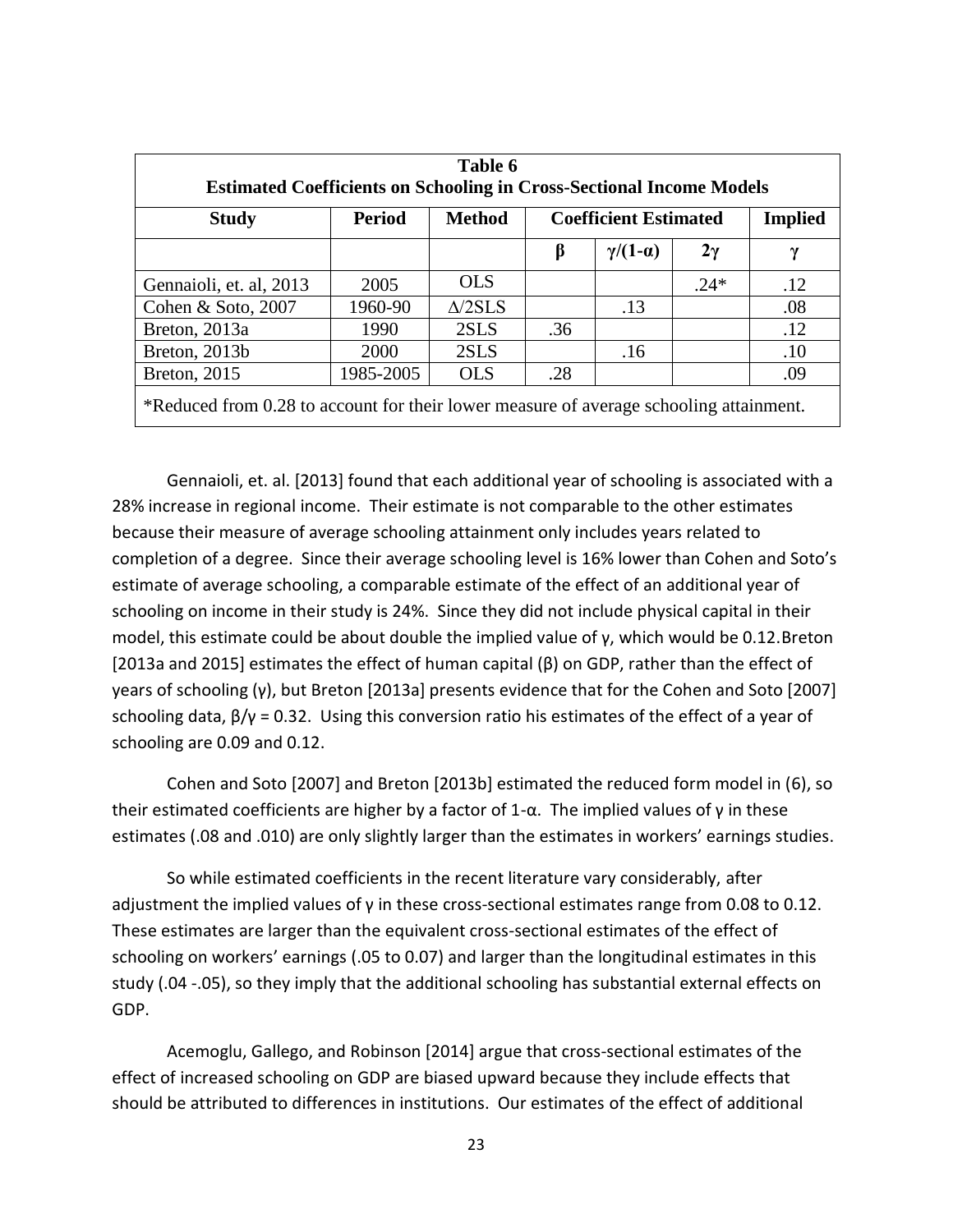**Table 6**
**Estimated Coefficients on Schooling in Cross-Sectional Income Models**

| Study | Period | Method | Coefficient Estimated | | | Implied |
|---|---|---|---|---|---|---|
| | | | $\beta$ | $\gamma/(1-\alpha)$ | $2\gamma$ | $\gamma$ |
| Gennaioli, et. al, 2013 | 2005 | OLS | | | .24* | .12 |
| Cohen & Soto, 2007 | 1960-90 | $\Delta$/2SLS | | .13 | | .08 |
| Breton, 2013a | 1990 | 2SLS | .36 | | | .12 |
| Breton, 2013b | 2000 | 2SLS | | .16 | | .10 |
| Breton, 2015 | 1985-2005 | OLS | .28 | | | .09 |

*Reduced from 0.28 to account for their lower measure of average schooling attainment.

Gennaioli, et. al. [2013] found that each additional year of schooling is associated with a 28% increase in regional income. Their estimate is not comparable to the other estimates because their measure of average schooling attainment only includes years related to completion of a degree. Since their average schooling level is 16% lower than Cohen and Soto's estimate of average schooling, a comparable estimate of the effect of an additional year of schooling on income in their study is 24%. Since they did not include physical capital in their model, this estimate could be about double the implied value of $\gamma$, which would be 0.12.Breton [2013a and 2015] estimates the effect of human capital ($\beta$) on GDP, rather than the effect of years of schooling ($\gamma$), but Breton [2013a] presents evidence that for the Cohen and Soto [2007] schooling data, $\beta/\gamma = 0.32$. Using this conversion ratio his estimates of the effect of a year of schooling are 0.09 and 0.12.

Cohen and Soto [2007] and Breton [2013b] estimated the reduced form model in (6), so their estimated coefficients are higher by a factor of $1-\alpha$. The implied values of $\gamma$ in these estimates (.08 and .010) are only slightly larger than the estimates in workers' earnings studies.

So while estimated coefficients in the recent literature vary considerably, after adjustment the implied values of $\gamma$ in these cross-sectional estimates range from 0.08 to 0.12. These estimates are larger than the equivalent cross-sectional estimates of the effect of schooling on workers' earnings (.05 to 0.07) and larger than the longitudinal estimates in this study (.04 -.05), so they imply that the additional schooling has substantial external effects on GDP.

Acemoglu, Gallego, and Robinson [2014] argue that cross-sectional estimates of the effect of increased schooling on GDP are biased upward because they include effects that should be attributed to differences in institutions. Our estimates of the effect of additional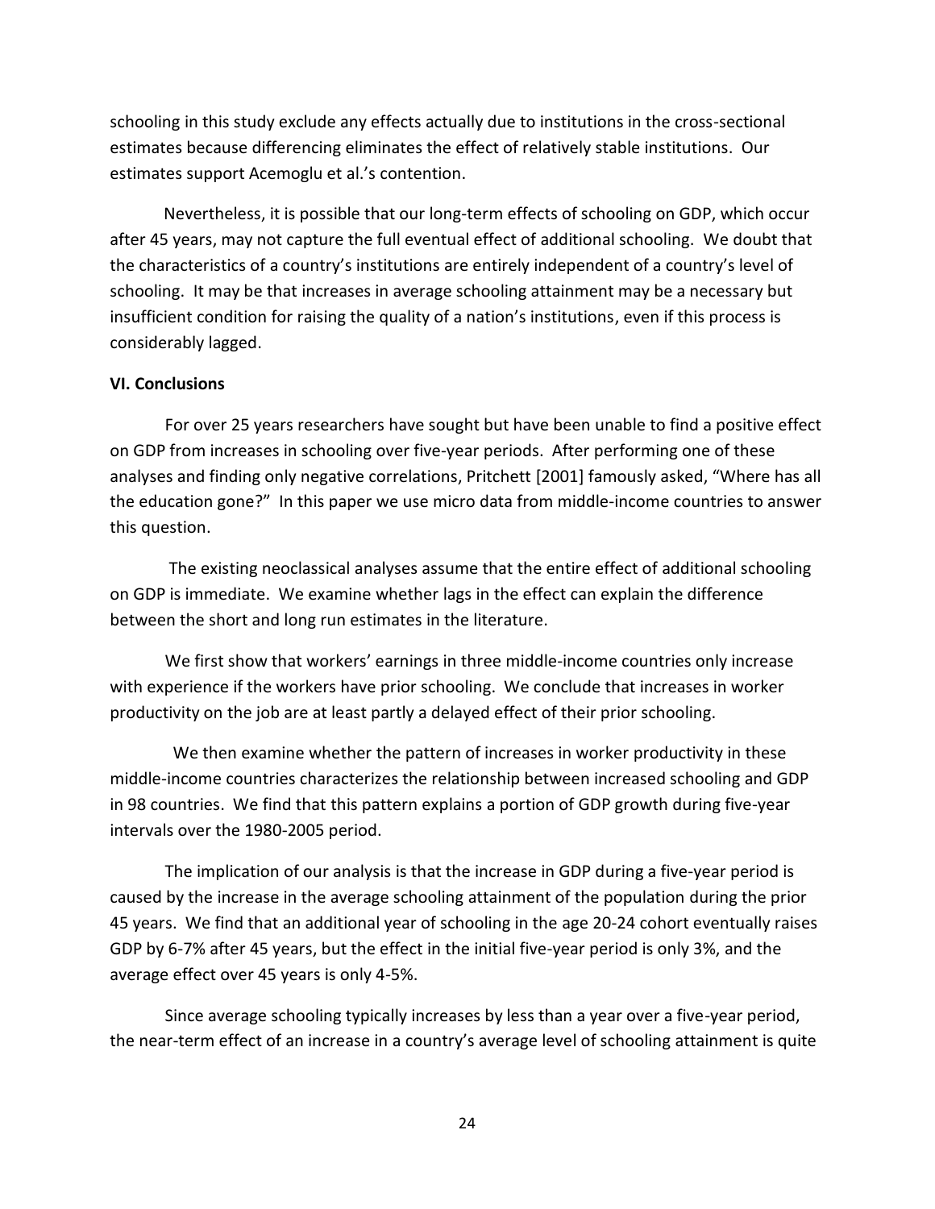schooling in this study exclude any effects actually due to institutions in the cross-sectional estimates because differencing eliminates the effect of relatively stable institutions. Our estimates support Acemoglu et al.'s contention.

Nevertheless, it is possible that our long-term effects of schooling on GDP, which occur after 45 years, may not capture the full eventual effect of additional schooling. We doubt that the characteristics of a country's institutions are entirely independent of a country's level of schooling. It may be that increases in average schooling attainment may be a necessary but insufficient condition for raising the quality of a nation's institutions, even if this process is considerably lagged.

**VI. Conclusions**

For over 25 years researchers have sought but have been unable to find a positive effect on GDP from increases in schooling over five-year periods. After performing one of these analyses and finding only negative correlations, Pritchett [2001] famously asked, "Where has all the education gone?" In this paper we use micro data from middle-income countries to answer this question.

The existing neoclassical analyses assume that the entire effect of additional schooling on GDP is immediate. We examine whether lags in the effect can explain the difference between the short and long run estimates in the literature.

We first show that workers' earnings in three middle-income countries only increase with experience if the workers have prior schooling. We conclude that increases in worker productivity on the job are at least partly a delayed effect of their prior schooling.

We then examine whether the pattern of increases in worker productivity in these middle-income countries characterizes the relationship between increased schooling and GDP in 98 countries. We find that this pattern explains a portion of GDP growth during five-year intervals over the 1980-2005 period.

The implication of our analysis is that the increase in GDP during a five-year period is caused by the increase in the average schooling attainment of the population during the prior 45 years. We find that an additional year of schooling in the age 20-24 cohort eventually raises GDP by 6-7% after 45 years, but the effect in the initial five-year period is only 3%, and the average effect over 45 years is only 4-5%.

Since average schooling typically increases by less than a year over a five-year period, the near-term effect of an increase in a country's average level of schooling attainment is quite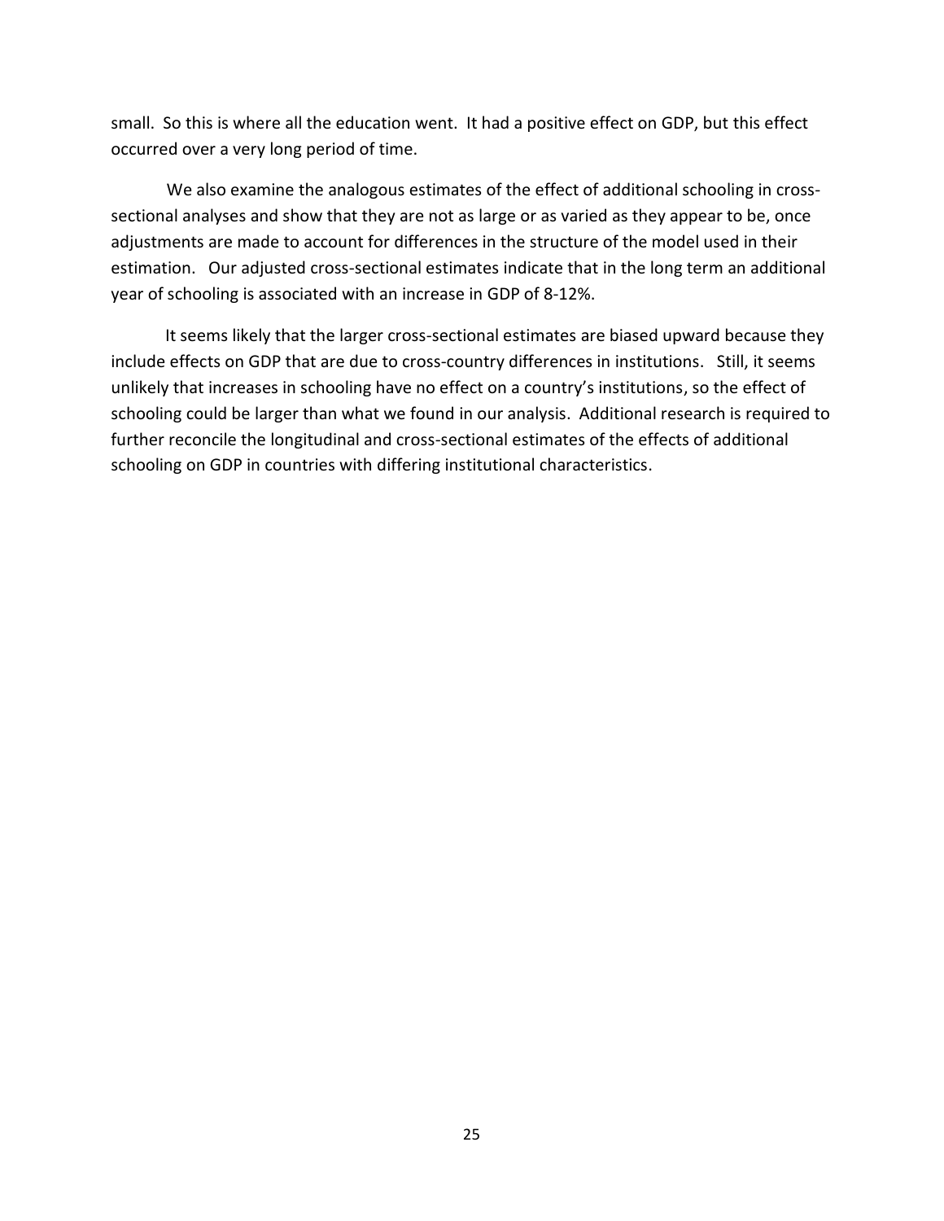small. So this is where all the education went. It had a positive effect on GDP, but this effect occurred over a very long period of time.

We also examine the analogous estimates of the effect of additional schooling in cross-sectional analyses and show that they are not as large or as varied as they appear to be, once adjustments are made to account for differences in the structure of the model used in their estimation. Our adjusted cross-sectional estimates indicate that in the long term an additional year of schooling is associated with an increase in GDP of 8-12%.

It seems likely that the larger cross-sectional estimates are biased upward because they include effects on GDP that are due to cross-country differences in institutions. Still, it seems unlikely that increases in schooling have no effect on a country's institutions, so the effect of schooling could be larger than what we found in our analysis. Additional research is required to further reconcile the longitudinal and cross-sectional estimates of the effects of additional schooling on GDP in countries with differing institutional characteristics.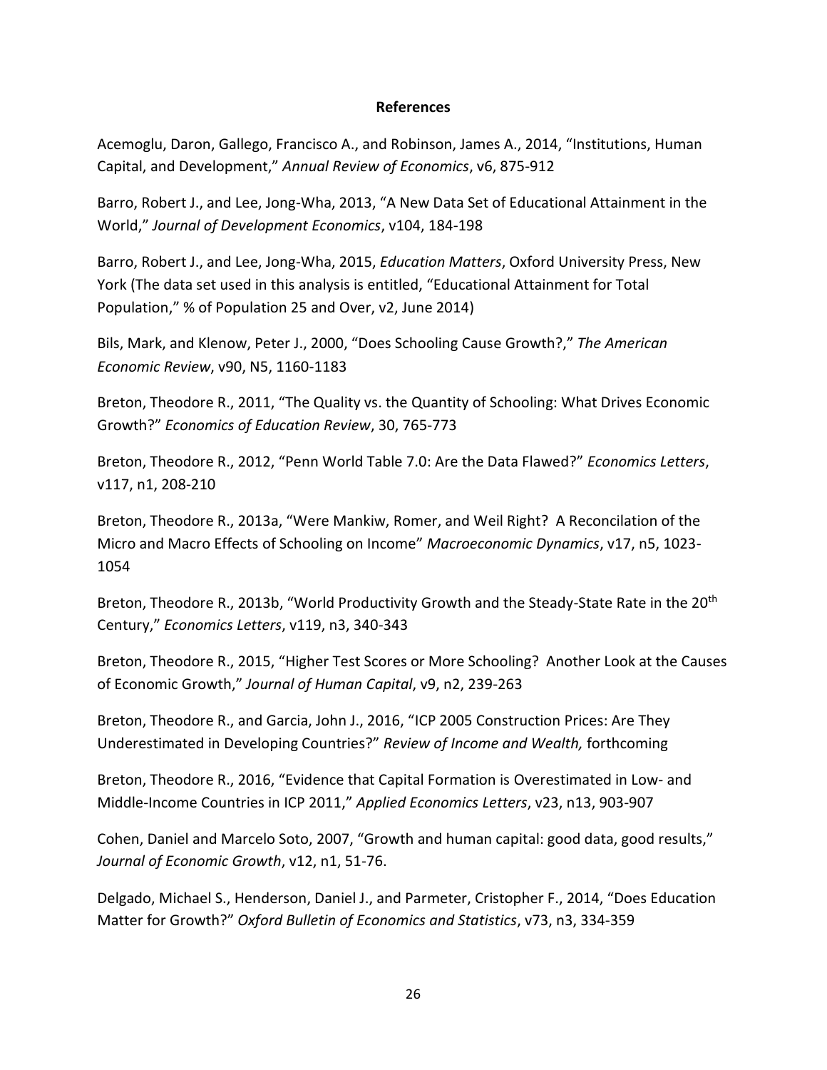## References

Acemoglu, Daron, Gallego, Francisco A., and Robinson, James A., 2014, "Institutions, Human Capital, and Development," *Annual Review of Economics*, v6, 875-912

Barro, Robert J., and Lee, Jong-Wha, 2013, "A New Data Set of Educational Attainment in the World," *Journal of Development Economics*, v104, 184-198

Barro, Robert J., and Lee, Jong-Wha, 2015, *Education Matters*, Oxford University Press, New York (The data set used in this analysis is entitled, "Educational Attainment for Total Population," % of Population 25 and Over, v2, June 2014)

Bils, Mark, and Klenow, Peter J., 2000, "Does Schooling Cause Growth?," *The American Economic Review*, v90, N5, 1160-1183

Breton, Theodore R., 2011, "The Quality vs. the Quantity of Schooling: What Drives Economic Growth?" *Economics of Education Review*, 30, 765-773

Breton, Theodore R., 2012, "Penn World Table 7.0: Are the Data Flawed?" *Economics Letters*, v117, n1, 208-210

Breton, Theodore R., 2013a, "Were Mankiw, Romer, and Weil Right? A Reconcilation of the Micro and Macro Effects of Schooling on Income" *Macroeconomic Dynamics*, v17, n5, 1023-1054

Breton, Theodore R., 2013b, "World Productivity Growth and the Steady-State Rate in the 20th Century," *Economics Letters*, v119, n3, 340-343

Breton, Theodore R., 2015, "Higher Test Scores or More Schooling? Another Look at the Causes of Economic Growth," *Journal of Human Capital*, v9, n2, 239-263

Breton, Theodore R., and Garcia, John J., 2016, "ICP 2005 Construction Prices: Are They Underestimated in Developing Countries?" *Review of Income and Wealth,* forthcoming

Breton, Theodore R., 2016, "Evidence that Capital Formation is Overestimated in Low- and Middle-Income Countries in ICP 2011," *Applied Economics Letters*, v23, n13, 903-907

Cohen, Daniel and Marcelo Soto, 2007, "Growth and human capital: good data, good results," *Journal of Economic Growth*, v12, n1, 51-76.

Delgado, Michael S., Henderson, Daniel J., and Parmeter, Cristopher F., 2014, "Does Education Matter for Growth?" *Oxford Bulletin of Economics and Statistics*, v73, n3, 334-359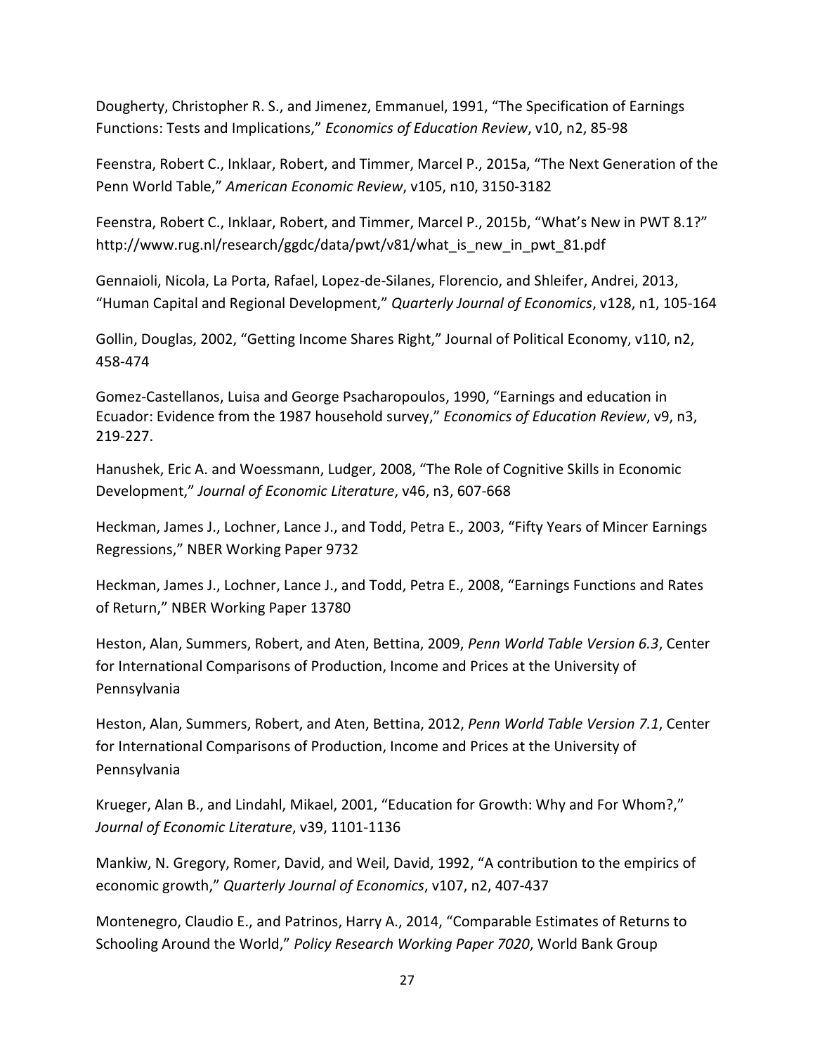Dougherty, Christopher R. S., and Jimenez, Emmanuel, 1991, “The Specification of Earnings Functions: Tests and Implications,” *Economics of Education Review*, v10, n2, 85-98

Feenstra, Robert C., Inklaar, Robert, and Timmer, Marcel P., 2015a, “The Next Generation of the Penn World Table,” *American Economic Review*, v105, n10, 3150-3182

Feenstra, Robert C., Inklaar, Robert, and Timmer, Marcel P., 2015b, “What’s New in PWT 8.1?” http://www.rug.nl/research/ggdc/data/pwt/v81/what_is_new_in_pwt_81.pdf

Gennaioli, Nicola, La Porta, Rafael, Lopez-de-Silanes, Florencio, and Shleifer, Andrei, 2013, “Human Capital and Regional Development,” *Quarterly Journal of Economics*, v128, n1, 105-164

Gollin, Douglas, 2002, “Getting Income Shares Right,” Journal of Political Economy, v110, n2, 458-474

Gomez-Castellanos, Luisa and George Psacharopoulos, 1990, “Earnings and education in Ecuador: Evidence from the 1987 household survey,” *Economics of Education Review*, v9, n3, 219-227.

Hanushek, Eric A. and Woessmann, Ludger, 2008, “The Role of Cognitive Skills in Economic Development,” *Journal of Economic Literature*, v46, n3, 607-668

Heckman, James J., Lochner, Lance J., and Todd, Petra E., 2003, “Fifty Years of Mincer Earnings Regressions,” NBER Working Paper 9732

Heckman, James J., Lochner, Lance J., and Todd, Petra E., 2008, “Earnings Functions and Rates of Return,” NBER Working Paper 13780

Heston, Alan, Summers, Robert, and Aten, Bettina, 2009, *Penn World Table Version 6.3*, Center for International Comparisons of Production, Income and Prices at the University of Pennsylvania

Heston, Alan, Summers, Robert, and Aten, Bettina, 2012, *Penn World Table Version 7.1*, Center for International Comparisons of Production, Income and Prices at the University of Pennsylvania

Krueger, Alan B., and Lindahl, Mikael, 2001, “Education for Growth: Why and For Whom?,” *Journal of Economic Literature*, v39, 1101-1136

Mankiw, N. Gregory, Romer, David, and Weil, David, 1992, “A contribution to the empirics of economic growth,” *Quarterly Journal of Economics*, v107, n2, 407-437

Montenegro, Claudio E., and Patrinos, Harry A., 2014, “Comparable Estimates of Returns to Schooling Around the World,” *Policy Research Working Paper 7020*, World Bank Group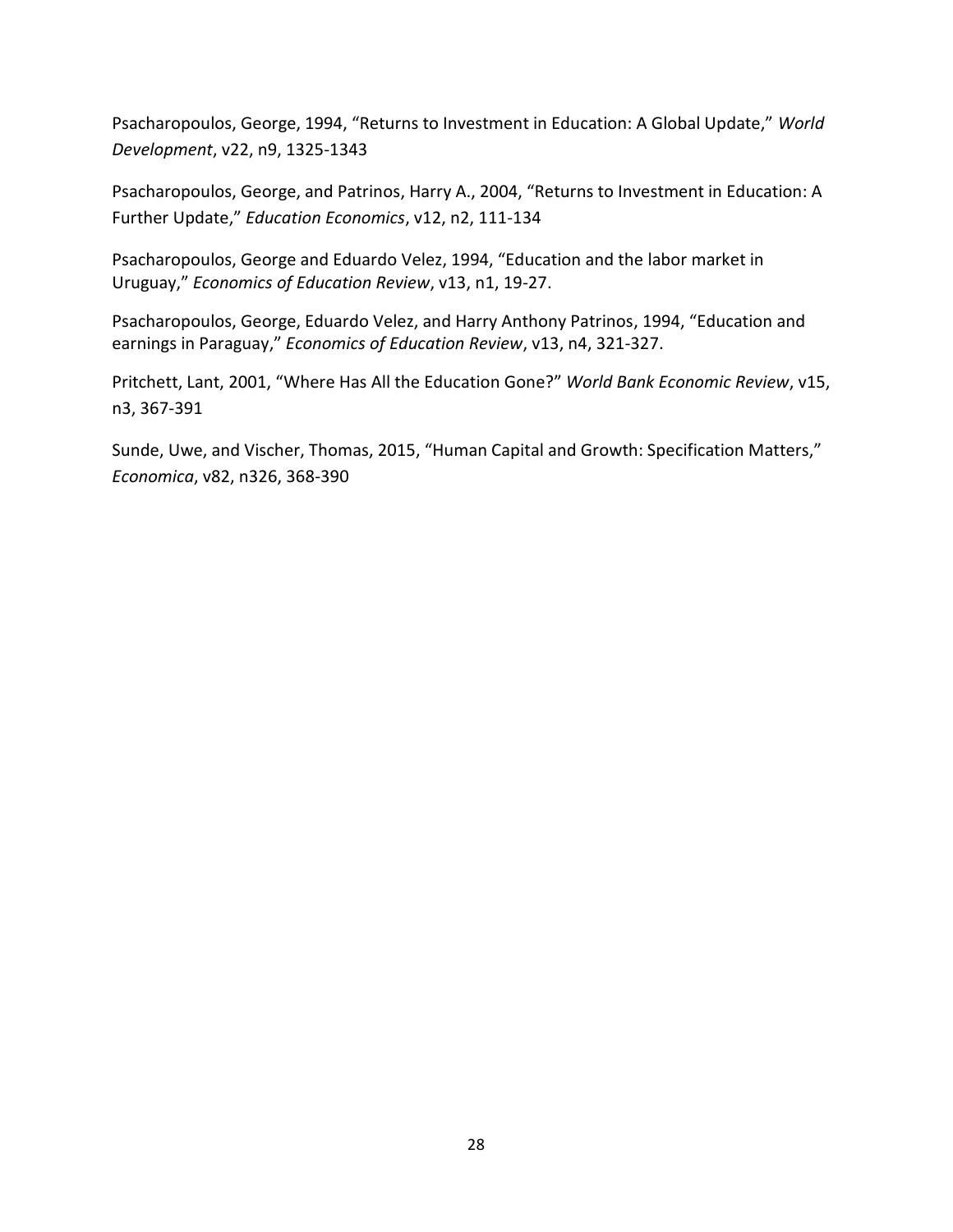Psacharopoulos, George, 1994, "Returns to Investment in Education: A Global Update," *World Development*, v22, n9, 1325-1343

Psacharopoulos, George, and Patrinos, Harry A., 2004, "Returns to Investment in Education: A Further Update," *Education Economics*, v12, n2, 111-134

Psacharopoulos, George and Eduardo Velez, 1994, "Education and the labor market in Uruguay," *Economics of Education Review*, v13, n1, 19-27.

Psacharopoulos, George, Eduardo Velez, and Harry Anthony Patrinos, 1994, "Education and earnings in Paraguay," *Economics of Education Review*, v13, n4, 321-327.

Pritchett, Lant, 2001, "Where Has All the Education Gone?" *World Bank Economic Review*, v15, n3, 367-391

Sunde, Uwe, and Vischer, Thomas, 2015, "Human Capital and Growth: Specification Matters," *Economica*, v82, n326, 368-390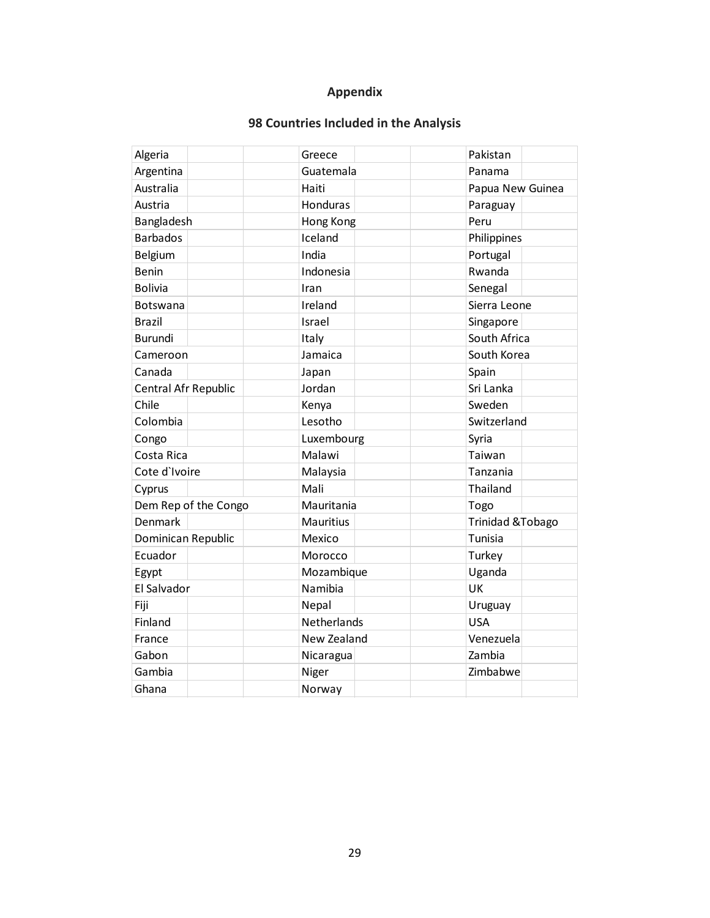# Appendix

## 98 Countries Included in the Analysis

| | | |
|---|---|---|
| Algeria | Greece | Pakistan |
| Argentina | Guatemala | Panama |
| Australia | Haiti | Papua New Guinea |
| Austria | Honduras | Paraguay |
| Bangladesh | Hong Kong | Peru |
| Barbados | Iceland | Philippines |
| Belgium | India | Portugal |
| Benin | Indonesia | Rwanda |
| Bolivia | Iran | Senegal |
| Botswana | Ireland | Sierra Leone |
| Brazil | Israel | Singapore |
| Burundi | Italy | South Africa |
| Cameroon | Jamaica | South Korea |
| Canada | Japan | Spain |
| Central Afr Republic | Jordan | Sri Lanka |
| Chile | Kenya | Sweden |
| Colombia | Lesotho | Switzerland |
| Congo | Luxembourg | Syria |
| Costa Rica | Malawi | Taiwan |
| Cote d`Ivoire | Malaysia | Tanzania |
| Cyprus | Mali | Thailand |
| Dem Rep of the Congo | Mauritania | Togo |
| Denmark | Mauritius | Trinidad &Tobago |
| Dominican Republic | Mexico | Tunisia |
| Ecuador | Morocco | Turkey |
| Egypt | Mozambique | Uganda |
| El Salvador | Namibia | UK |
| Fiji | Nepal | Uruguay |
| Finland | Netherlands | USA |
| France | New Zealand | Venezuela |
| Gabon | Nicaragua | Zambia |
| Gambia | Niger | Zimbabwe |
| Ghana | Norway | |